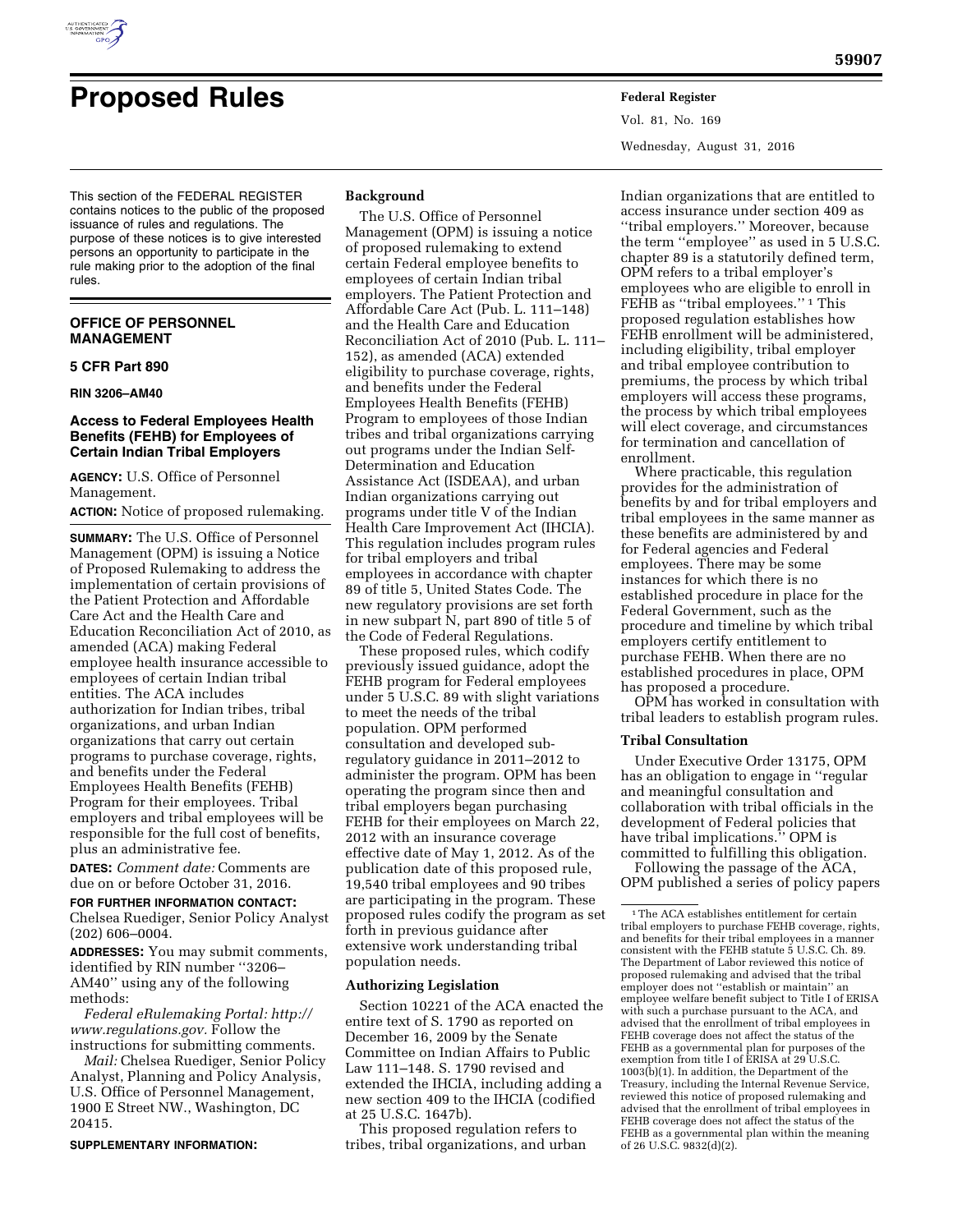# Proposed Rules

This section of the FEDERAL REGISTER contains notices to the public of the proposed issuance of rules and regulations. The purpose of these notices is to give interested persons an opportunity to participate in the rule making prior to the adoption of the final rules.

## OFFICE OF PERSONNEL MANAGEMENT

### 5 CFR Part 890

**RIN 3206–AM40**

### Access to Federal Employees Health Benefits (FEHB) for Employees of Certain Indian Tribal Employers

**AGENCY:** U.S. Office of Personnel Management.

**ACTION:** Notice of proposed rulemaking.

**SUMMARY:** The U.S. Office of Personnel Management (OPM) is issuing a Notice of Proposed Rulemaking to address the implementation of certain provisions of the Patient Protection and Affordable Care Act and the Health Care and Education Reconciliation Act of 2010, as amended (ACA) making Federal employee health insurance accessible to employees of certain Indian tribal entities. The ACA includes authorization for Indian tribes, tribal organizations, and urban Indian organizations that carry out certain programs to purchase coverage, rights, and benefits under the Federal Employees Health Benefits (FEHB) Program for their employees. Tribal employers and tribal employees will be responsible for the full cost of benefits, plus an administrative fee.

**DATES:** *Comment date:* Comments are due on or before October 31, 2016.

**FOR FURTHER INFORMATION CONTACT:** Chelsea Ruediger, Senior Policy Analyst (202) 606–0004.

**ADDRESSES:** You may submit comments, identified by RIN number ''3206–AM40'' using any of the following methods:

*Federal eRulemaking Portal: http://www.regulations.gov.* Follow the instructions for submitting comments.

*Mail:* Chelsea Ruediger, Senior Policy Analyst, Planning and Policy Analysis, U.S. Office of Personnel Management, 1900 E Street NW., Washington, DC 20415.

**SUPPLEMENTARY INFORMATION:**

#### Background

The U.S. Office of Personnel Management (OPM) is issuing a notice of proposed rulemaking to extend certain Federal employee benefits to employees of certain Indian tribal employers. The Patient Protection and Affordable Care Act (Pub. L. 111–148) and the Health Care and Education Reconciliation Act of 2010 (Pub. L. 111–152), as amended (ACA) extended eligibility to purchase coverage, rights, and benefits under the Federal Employees Health Benefits (FEHB) Program to employees of those Indian tribes and tribal organizations carrying out programs under the Indian Self-Determination and Education Assistance Act (ISDEAA), and urban Indian organizations carrying out programs under title V of the Indian Health Care Improvement Act (IHCIA). This regulation includes program rules for tribal employers and tribal employees in accordance with chapter 89 of title 5, United States Code. The new regulatory provisions are set forth in new subpart N, part 890 of title 5 of the Code of Federal Regulations.

These proposed rules, which codify previously issued guidance, adopt the FEHB program for Federal employees under 5 U.S.C. 89 with slight variations to meet the needs of the tribal population. OPM performed consultation and developed sub-regulatory guidance in 2011–2012 to administer the program. OPM has been operating the program since then and tribal employers began purchasing FEHB for their employees on March 22, 2012 with an insurance coverage effective date of May 1, 2012. As of the publication date of this proposed rule, 19,540 tribal employees and 90 tribes are participating in the program. These proposed rules codify the program as set forth in previous guidance after extensive work understanding tribal population needs.

#### Authorizing Legislation

Section 10221 of the ACA enacted the entire text of S. 1790 as reported on December 16, 2009 by the Senate Committee on Indian Affairs to Public Law 111–148. S. 1790 revised and extended the IHCIA, including adding a new section 409 to the IHCIA (codified at 25 U.S.C. 1647b).

This proposed regulation refers to tribes, tribal organizations, and urban Indian organizations that are entitled to access insurance under section 409 as ''tribal employers.'' Moreover, because the term ''employee'' as used in 5 U.S.C. chapter 89 is a statutorily defined term, OPM refers to a tribal employer's employees who are eligible to enroll in FEHB as ''tribal employees.'' [1] This proposed regulation establishes how FEHB enrollment will be administered, including eligibility, tribal employer and tribal employee contribution to premiums, the process by which tribal employers will access these programs, the process by which tribal employees will elect coverage, and circumstances for termination and cancellation of enrollment.

Where practicable, this regulation provides for the administration of benefits by and for tribal employers and tribal employees in the same manner as these benefits are administered by and for Federal agencies and Federal employees. There may be some instances for which there is no established procedure in place for the Federal Government, such as the procedure and timeline by which tribal employers certify entitlement to purchase FEHB. When there are no established procedures in place, OPM has proposed a procedure.

OPM has worked in consultation with tribal leaders to establish program rules.

#### Tribal Consultation

Under Executive Order 13175, OPM has an obligation to engage in ''regular and meaningful consultation and collaboration with tribal officials in the development of Federal policies that have tribal implications.'' OPM is committed to fulfilling this obligation.

Following the passage of the ACA, OPM published a series of policy papers

[1] The ACA establishes entitlement for certain tribal employers to purchase FEHB coverage, rights, and benefits for their tribal employees in a manner consistent with the FEHB statute 5 U.S.C. Ch. 89. The Department of Labor reviewed this notice of proposed rulemaking and advised that the tribal employer does not ''establish or maintain'' an employee welfare benefit subject to Title I of ERISA with such a purchase pursuant to the ACA, and advised that the enrollment of tribal employees in FEHB coverage does not affect the status of the FEHB as a governmental plan for purposes of the exemption from title I of ERISA at 29 U.S.C. 1003(b)(1). In addition, the Department of the Treasury, including the Internal Revenue Service, reviewed this notice of proposed rulemaking and advised that the enrollment of tribal employees in FEHB coverage does not affect the status of the FEHB as a governmental plan within the meaning of 26 U.S.C. 9832(d)(2).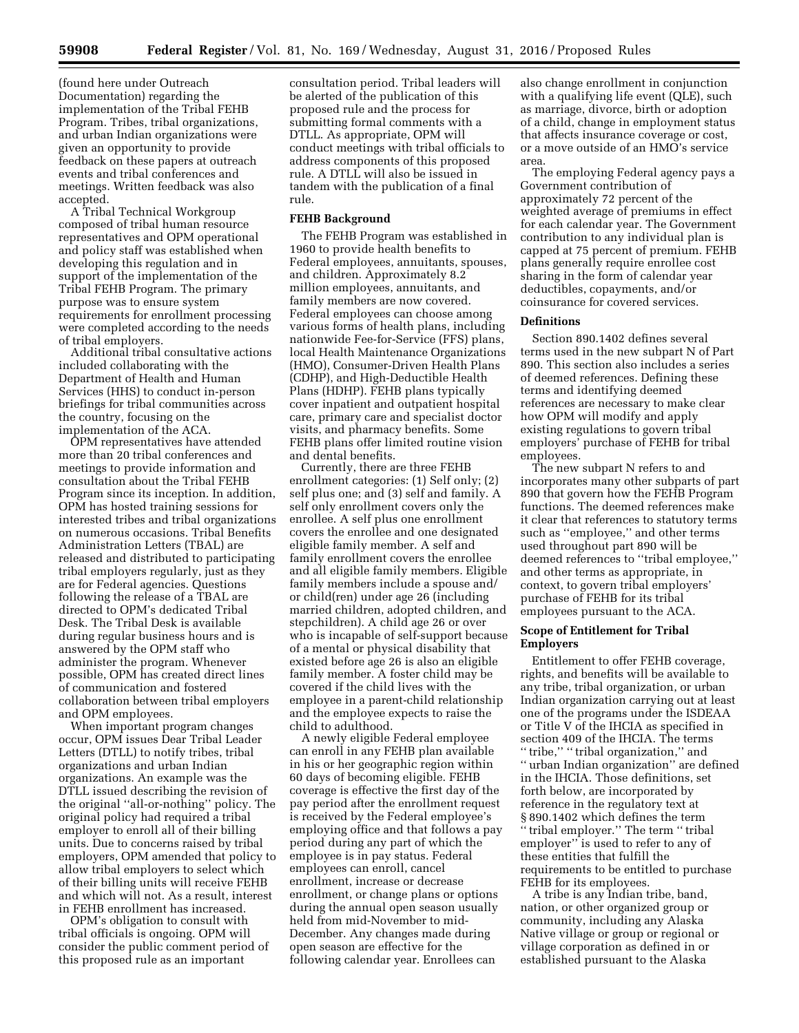(found here under Outreach Documentation) regarding the implementation of the Tribal FEHB Program. Tribes, tribal organizations, and urban Indian organizations were given an opportunity to provide feedback on these papers at outreach events and tribal conferences and meetings. Written feedback was also accepted.

A Tribal Technical Workgroup composed of tribal human resource representatives and OPM operational and policy staff was established when developing this regulation and in support of the implementation of the Tribal FEHB Program. The primary purpose was to ensure system requirements for enrollment processing were completed according to the needs of tribal employers.

Additional tribal consultative actions included collaborating with the Department of Health and Human Services (HHS) to conduct in-person briefings for tribal communities across the country, focusing on the implementation of the ACA.

OPM representatives have attended more than 20 tribal conferences and meetings to provide information and consultation about the Tribal FEHB Program since its inception. In addition, OPM has hosted training sessions for interested tribes and tribal organizations on numerous occasions. Tribal Benefits Administration Letters (TBAL) are released and distributed to participating tribal employers regularly, just as they are for Federal agencies. Questions following the release of a TBAL are directed to OPM's dedicated Tribal Desk. The Tribal Desk is available during regular business hours and is answered by the OPM staff who administer the program. Whenever possible, OPM has created direct lines of communication and fostered collaboration between tribal employers and OPM employees.

When important program changes occur, OPM issues Dear Tribal Leader Letters (DTLL) to notify tribes, tribal organizations and urban Indian organizations. An example was the DTLL issued describing the revision of the original "all-or-nothing" policy. The original policy had required a tribal employer to enroll all of their billing units. Due to concerns raised by tribal employers, OPM amended that policy to allow tribal employers to select which of their billing units will receive FEHB and which will not. As a result, interest in FEHB enrollment has increased.

OPM's obligation to consult with tribal officials is ongoing. OPM will consider the public comment period of this proposed rule as an important consultation period. Tribal leaders will be alerted of the publication of this proposed rule and the process for submitting formal comments with a DTLL. As appropriate, OPM will conduct meetings with tribal officials to address components of this proposed rule. A DTLL will also be issued in tandem with the publication of a final rule.

**FEHB Background**

The FEHB Program was established in 1960 to provide health benefits to Federal employees, annuitants, spouses, and children. Approximately 8.2 million employees, annuitants, and family members are now covered. Federal employees can choose among various forms of health plans, including nationwide Fee-for-Service (FFS) plans, local Health Maintenance Organizations (HMO), Consumer-Driven Health Plans (CDHP), and High-Deductible Health Plans (HDHP). FEHB plans typically cover inpatient and outpatient hospital care, primary care and specialist doctor visits, and pharmacy benefits. Some FEHB plans offer limited routine vision and dental benefits.

Currently, there are three FEHB enrollment categories: (1) Self only; (2) self plus one; and (3) self and family. A self only enrollment covers only the enrollee. A self plus one enrollment covers the enrollee and one designated eligible family member. A self and family enrollment covers the enrollee and all eligible family members. Eligible family members include a spouse and/or child(ren) under age 26 (including married children, adopted children, and stepchildren). A child age 26 or over who is incapable of self-support because of a mental or physical disability that existed before age 26 is also an eligible family member. A foster child may be covered if the child lives with the employee in a parent-child relationship and the employee expects to raise the child to adulthood.

A newly eligible Federal employee can enroll in any FEHB plan available in his or her geographic region within 60 days of becoming eligible. FEHB coverage is effective the first day of the pay period after the enrollment request is received by the Federal employee's employing office and that follows a pay period during any part of which the employee is in pay status. Federal employees can enroll, cancel enrollment, increase or decrease enrollment, or change plans or options during the annual open season usually held from mid-November to mid-December. Any changes made during open season are effective for the following calendar year. Enrollees can also change enrollment in conjunction with a qualifying life event (QLE), such as marriage, divorce, birth or adoption of a child, change in employment status that affects insurance coverage or cost, or a move outside of an HMO's service area.

The employing Federal agency pays a Government contribution of approximately 72 percent of the weighted average of premiums in effect for each calendar year. The Government contribution to any individual plan is capped at 75 percent of premium. FEHB plans generally require enrollee cost sharing in the form of calendar year deductibles, copayments, and/or coinsurance for covered services.

**Definitions**

Section 890.1402 defines several terms used in the new subpart N of Part 890. This section also includes a series of deemed references. Defining these terms and identifying deemed references are necessary to make clear how OPM will modify and apply existing regulations to govern tribal employers' purchase of FEHB for tribal employees.

The new subpart N refers to and incorporates many other subparts of part 890 that govern how the FEHB Program functions. The deemed references make it clear that references to statutory terms such as "employee," and other terms used throughout part 890 will be deemed references to "tribal employee," and other terms as appropriate, in context, to govern tribal employers' purchase of FEHB for its tribal employees pursuant to the ACA.

**Scope of Entitlement for Tribal Employers**

Entitlement to offer FEHB coverage, rights, and benefits will be available to any tribe, tribal organization, or urban Indian organization carrying out at least one of the programs under the ISDEAA or Title V of the IHCIA as specified in section 409 of the IHCIA. The terms "tribe," "tribal organization," and "urban Indian organization" are defined in the IHCIA. Those definitions, set forth below, are incorporated by reference in the regulatory text at § 890.1402 which defines the term "tribal employer." The term "tribal employer" is used to refer to any of these entities that fulfill the requirements to be entitled to purchase FEHB for its employees.

A tribe is any Indian tribe, band, nation, or other organized group or community, including any Alaska Native village or group or regional or village corporation as defined in or established pursuant to the Alaska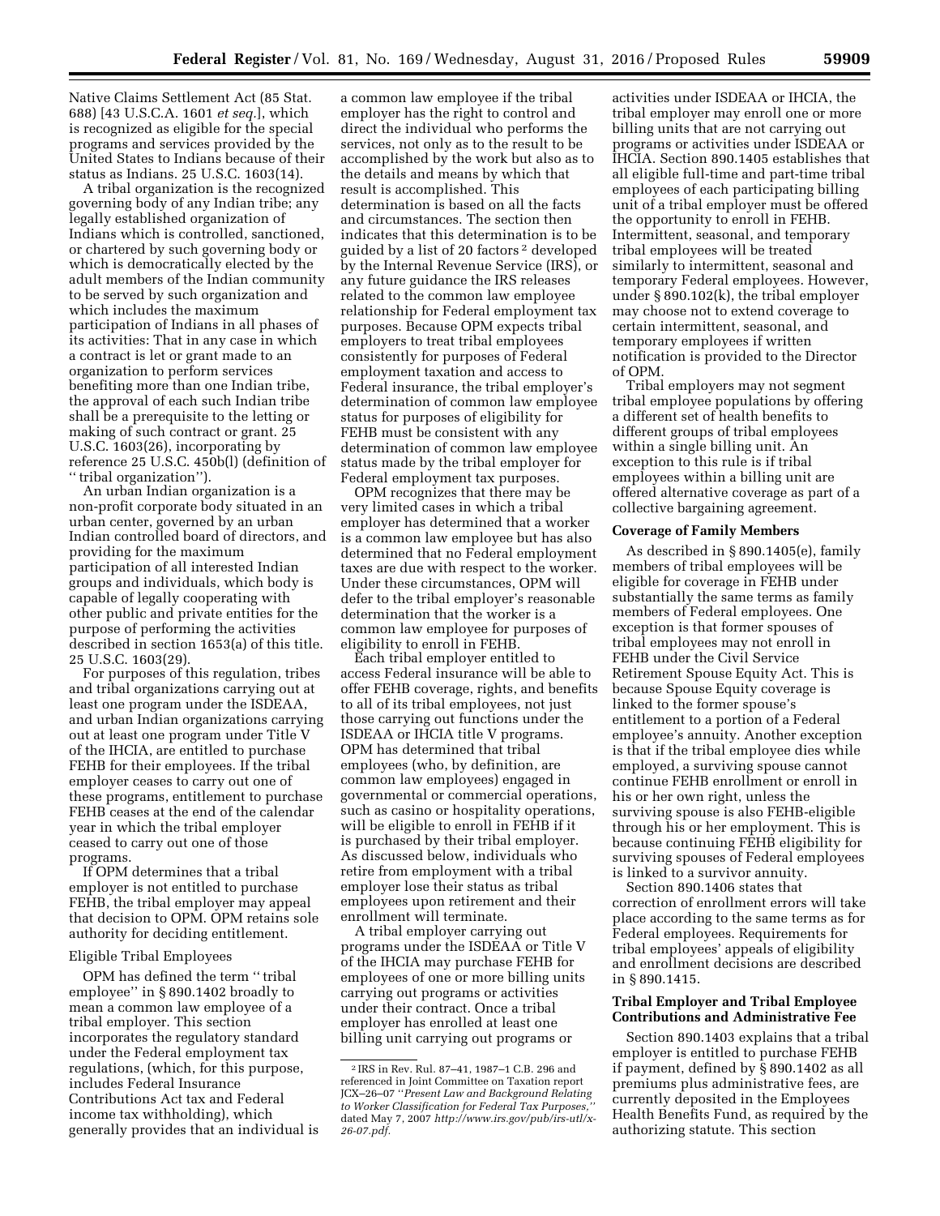Native Claims Settlement Act (85 Stat. 688) [43 U.S.C.A. 1601 *et seq.*], which is recognized as eligible for the special programs and services provided by the United States to Indians because of their status as Indians. 25 U.S.C. 1603(14).

A tribal organization is the recognized governing body of any Indian tribe; any legally established organization of Indians which is controlled, sanctioned, or chartered by such governing body or which is democratically elected by the adult members of the Indian community to be served by such organization and which includes the maximum participation of Indians in all phases of its activities: That in any case in which a contract is let or grant made to an organization to perform services benefiting more than one Indian tribe, the approval of each such Indian tribe shall be a prerequisite to the letting or making of such contract or grant. 25 U.S.C. 1603(26), incorporating by reference 25 U.S.C. 450b(l) (definition of ''tribal organization'').

An urban Indian organization is a non-profit corporate body situated in an urban center, governed by an urban Indian controlled board of directors, and providing for the maximum participation of all interested Indian groups and individuals, which body is capable of legally cooperating with other public and private entities for the purpose of performing the activities described in section 1653(a) of this title. 25 U.S.C. 1603(29).

For purposes of this regulation, tribes and tribal organizations carrying out at least one program under the ISDEAA, and urban Indian organizations carrying out at least one program under Title V of the IHCIA, are entitled to purchase FEHB for their employees. If the tribal employer ceases to carry out one of these programs, entitlement to purchase FEHB ceases at the end of the calendar year in which the tribal employer ceased to carry out one of those programs.

If OPM determines that a tribal employer is not entitled to purchase FEHB, the tribal employer may appeal that decision to OPM. OPM retains sole authority for deciding entitlement.

Eligible Tribal Employees

OPM has defined the term ''tribal employee'' in § 890.1402 broadly to mean a common law employee of a tribal employer. This section incorporates the regulatory standard under the Federal employment tax regulations, (which, for this purpose, includes Federal Insurance Contributions Act tax and Federal income tax withholding), which generally provides that an individual is a common law employee if the tribal employer has the right to control and direct the individual who performs the services, not only as to the result to be accomplished by the work but also as to the details and means by which that result is accomplished. This determination is based on all the facts and circumstances. The section then indicates that this determination is to be guided by a list of 20 factors [2] developed by the Internal Revenue Service (IRS), or any future guidance the IRS releases related to the common law employee relationship for Federal employment tax purposes. Because OPM expects tribal employers to treat tribal employees consistently for purposes of Federal employment taxation and access to Federal insurance, the tribal employer's determination of common law employee status for purposes of eligibility for FEHB must be consistent with any determination of common law employee status made by the tribal employer for Federal employment tax purposes.

OPM recognizes that there may be very limited cases in which a tribal employer has determined that a worker is a common law employee but has also determined that no Federal employment taxes are due with respect to the worker. Under these circumstances, OPM will defer to the tribal employer's reasonable determination that the worker is a common law employee for purposes of eligibility to enroll in FEHB.

Each tribal employer entitled to access Federal insurance will be able to offer FEHB coverage, rights, and benefits to all of its tribal employees, not just those carrying out functions under the ISDEAA or IHCIA title V programs. OPM has determined that tribal employees (who, by definition, are common law employees) engaged in governmental or commercial operations, such as casino or hospitality operations, will be eligible to enroll in FEHB if it is purchased by their tribal employer. As discussed below, individuals who retire from employment with a tribal employer lose their status as tribal employees upon retirement and their enrollment will terminate.

A tribal employer carrying out programs under the ISDEAA or Title V of the IHCIA may purchase FEHB for employees of one or more billing units carrying out programs or activities under their contract. Once a tribal employer has enrolled at least one billing unit carrying out programs or activities under ISDEAA or IHCIA, the tribal employer may enroll one or more billing units that are not carrying out programs or activities under ISDEAA or IHCIA. Section 890.1405 establishes that all eligible full-time and part-time tribal employees of each participating billing unit of a tribal employer must be offered the opportunity to enroll in FEHB. Intermittent, seasonal, and temporary tribal employees will be treated similarly to intermittent, seasonal and temporary Federal employees. However, under § 890.102(k), the tribal employer may choose not to extend coverage to certain intermittent, seasonal, and temporary employees if written notification is provided to the Director of OPM.

Tribal employers may not segment tribal employee populations by offering a different set of health benefits to different groups of tribal employees within a single billing unit. An exception to this rule is if tribal employees within a billing unit are offered alternative coverage as part of a collective bargaining agreement.

### Coverage of Family Members

As described in § 890.1405(e), family members of tribal employees will be eligible for coverage in FEHB under substantially the same terms as family members of Federal employees. One exception is that former spouses of tribal employees may not enroll in FEHB under the Civil Service Retirement Spouse Equity Act. This is because Spouse Equity coverage is linked to the former spouse's entitlement to a portion of a Federal employee's annuity. Another exception is that if the tribal employee dies while employed, a surviving spouse cannot continue FEHB enrollment or enroll in his or her own right, unless the surviving spouse is also FEHB-eligible through his or her employment. This is because continuing FEHB eligibility for surviving spouses of Federal employees is linked to a survivor annuity.

Section 890.1406 states that correction of enrollment errors will take place according to the same terms as for Federal employees. Requirements for tribal employees' appeals of eligibility and enrollment decisions are described in § 890.1415.

### Tribal Employer and Tribal Employee Contributions and Administrative Fee

Section 890.1403 explains that a tribal employer is entitled to purchase FEHB if payment, defined by § 890.1402 as all premiums plus administrative fees, are currently deposited in the Employees Health Benefits Fund, as required by the authorizing statute. This section

[2] IRS in Rev. Rul. 87–41, 1987–1 C.B. 296 and referenced in Joint Committee on Taxation report JCX–26–07 ''*Present Law and Background Relating to Worker Classification for Federal Tax Purposes,*'' dated May 7, 2007 *http://www.irs.gov/pub/irs-utl/x-26-07.pdf.*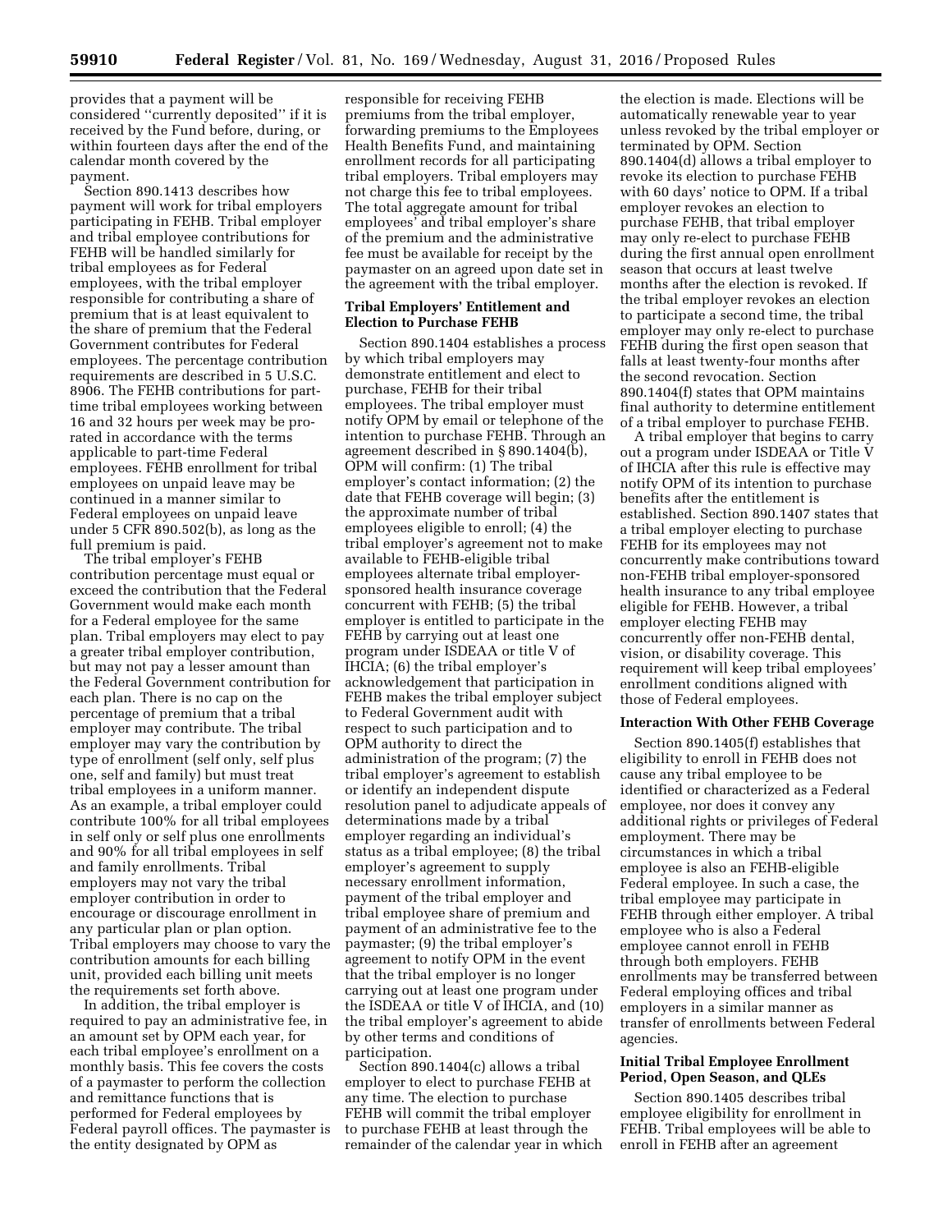provides that a payment will be considered ''currently deposited'' if it is received by the Fund before, during, or within fourteen days after the end of the calendar month covered by the payment.

Section 890.1413 describes how payment will work for tribal employers participating in FEHB. Tribal employer and tribal employee contributions for FEHB will be handled similarly for tribal employees as for Federal employees, with the tribal employer responsible for contributing a share of premium that is at least equivalent to the share of premium that the Federal Government contributes for Federal employees. The percentage contribution requirements are described in 5 U.S.C. 8906. The FEHB contributions for part-time tribal employees working between 16 and 32 hours per week may be pro-rated in accordance with the terms applicable to part-time Federal employees. FEHB enrollment for tribal employees on unpaid leave may be continued in a manner similar to Federal employees on unpaid leave under 5 CFR 890.502(b), as long as the full premium is paid.

The tribal employer's FEHB contribution percentage must equal or exceed the contribution that the Federal Government would make each month for a Federal employee for the same plan. Tribal employers may elect to pay a greater tribal employer contribution, but may not pay a lesser amount than the Federal Government contribution for each plan. There is no cap on the percentage of premium that a tribal employer may contribute. The tribal employer may vary the contribution by type of enrollment (self only, self plus one, self and family) but must treat tribal employees in a uniform manner. As an example, a tribal employer could contribute 100% for all tribal employees in self only or self plus one enrollments and 90% for all tribal employees in self and family enrollments. Tribal employers may not vary the tribal employer contribution in order to encourage or discourage enrollment in any particular plan or plan option. Tribal employers may choose to vary the contribution amounts for each billing unit, provided each billing unit meets the requirements set forth above.

In addition, the tribal employer is required to pay an administrative fee, in an amount set by OPM each year, for each tribal employee's enrollment on a monthly basis. This fee covers the costs of a paymaster to perform the collection and remittance functions that is performed for Federal employees by Federal payroll offices. The paymaster is the entity designated by OPM as responsible for receiving FEHB premiums from the tribal employer, forwarding premiums to the Employees Health Benefits Fund, and maintaining enrollment records for all participating tribal employers. Tribal employers may not charge this fee to tribal employees. The total aggregate amount for tribal employees' and tribal employer's share of the premium and the administrative fee must be available for receipt by the paymaster on an agreed upon date set in the agreement with the tribal employer.

### Tribal Employers' Entitlement and Election to Purchase FEHB

Section 890.1404 establishes a process by which tribal employers may demonstrate entitlement and elect to purchase, FEHB for their tribal employees. The tribal employer must notify OPM by email or telephone of the intention to purchase FEHB. Through an agreement described in § 890.1404(b), OPM will confirm: (1) The tribal employer's contact information; (2) the date that FEHB coverage will begin; (3) the approximate number of tribal employees eligible to enroll; (4) the tribal employer's agreement not to make available to FEHB-eligible tribal employees alternate tribal employer-sponsored health insurance coverage concurrent with FEHB; (5) the tribal employer is entitled to participate in the FEHB by carrying out at least one program under ISDEAA or title V of IHCIA; (6) the tribal employer's acknowledgement that participation in FEHB makes the tribal employer subject to Federal Government audit with respect to such participation and to OPM authority to direct the administration of the program; (7) the tribal employer's agreement to establish or identify an independent dispute resolution panel to adjudicate appeals of determinations made by a tribal employer regarding an individual's status as a tribal employee; (8) the tribal employer's agreement to supply necessary enrollment information, payment of the tribal employer and tribal employee share of premium and payment of an administrative fee to the paymaster; (9) the tribal employer's agreement to notify OPM in the event that the tribal employer is no longer carrying out at least one program under the ISDEAA or title V of IHCIA, and (10) the tribal employer's agreement to abide by other terms and conditions of participation.

Section 890.1404(c) allows a tribal employer to elect to purchase FEHB at any time. The election to purchase FEHB will commit the tribal employer to purchase FEHB at least through the remainder of the calendar year in which the election is made. Elections will be automatically renewable year to year unless revoked by the tribal employer or terminated by OPM. Section 890.1404(d) allows a tribal employer to revoke its election to purchase FEHB with 60 days' notice to OPM. If a tribal employer revokes an election to purchase FEHB, that tribal employer may only re-elect to purchase FEHB during the first annual open enrollment season that occurs at least twelve months after the election is revoked. If the tribal employer revokes an election to participate a second time, the tribal employer may only re-elect to purchase FEHB during the first open season that falls at least twenty-four months after the second revocation. Section 890.1404(f) states that OPM maintains final authority to determine entitlement of a tribal employer to purchase FEHB.

A tribal employer that begins to carry out a program under ISDEAA or Title V of IHCIA after this rule is effective may notify OPM of its intention to purchase benefits after the entitlement is established. Section 890.1407 states that a tribal employer electing to purchase FEHB for its employees may not concurrently make contributions toward non-FEHB tribal employer-sponsored health insurance to any tribal employee eligible for FEHB. However, a tribal employer electing FEHB may concurrently offer non-FEHB dental, vision, or disability coverage. This requirement will keep tribal employees' enrollment conditions aligned with those of Federal employees.

### Interaction With Other FEHB Coverage

Section 890.1405(f) establishes that eligibility to enroll in FEHB does not cause any tribal employee to be identified or characterized as a Federal employee, nor does it convey any additional rights or privileges of Federal employment. There may be circumstances in which a tribal employee is also an FEHB-eligible Federal employee. In such a case, the tribal employee may participate in FEHB through either employer. A tribal employee who is also a Federal employee cannot enroll in FEHB through both employers. FEHB enrollments may be transferred between Federal employing offices and tribal employers in a similar manner as transfer of enrollments between Federal agencies.

### Initial Tribal Employee Enrollment Period, Open Season, and QLEs

Section 890.1405 describes tribal employee eligibility for enrollment in FEHB. Tribal employees will be able to enroll in FEHB after an agreement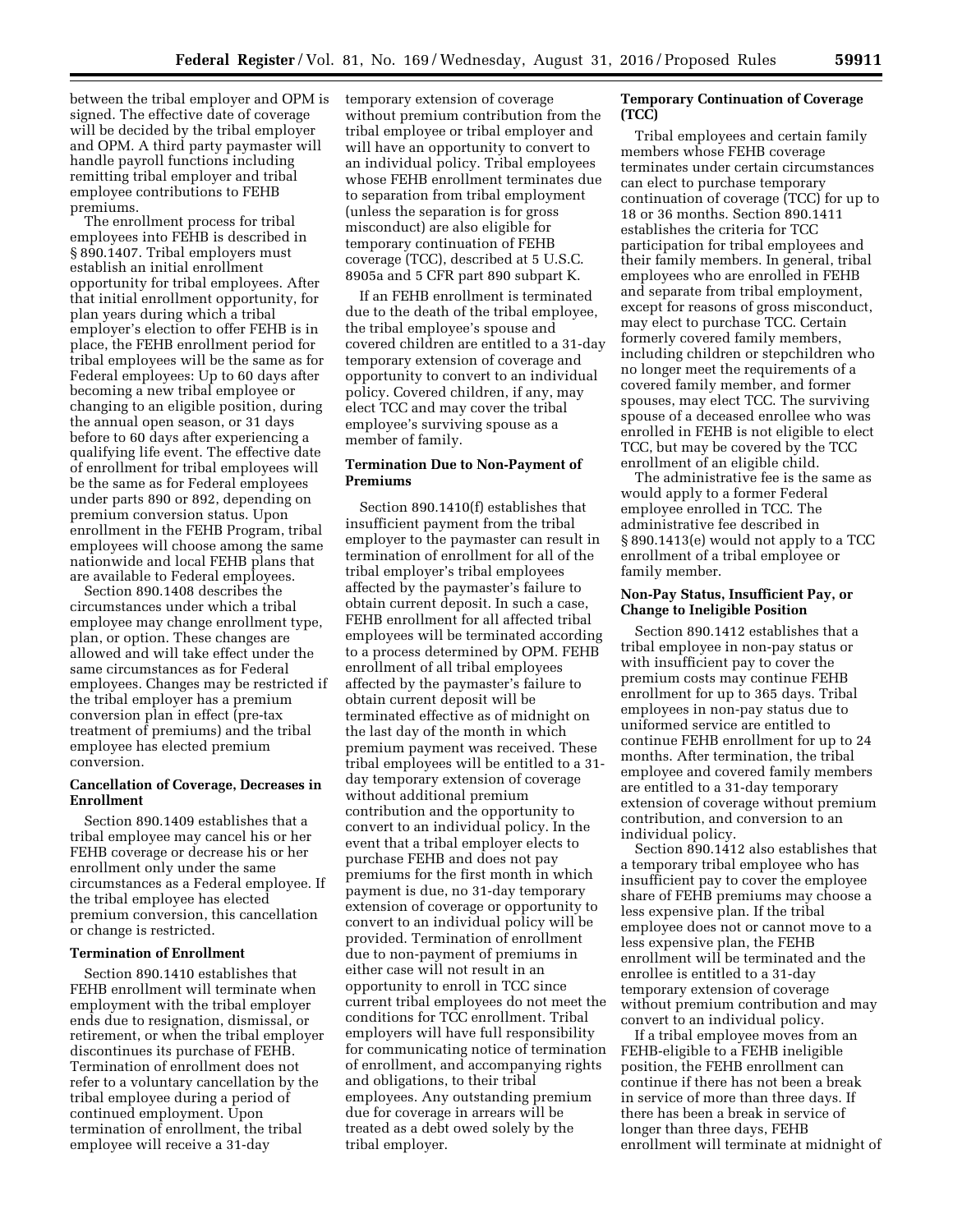between the tribal employer and OPM is signed. The effective date of coverage will be decided by the tribal employer and OPM. A third party paymaster will handle payroll functions including remitting tribal employer and tribal employee contributions to FEHB premiums.

The enrollment process for tribal employees into FEHB is described in § 890.1407. Tribal employers must establish an initial enrollment opportunity for tribal employees. After that initial enrollment opportunity, for plan years during which a tribal employer's election to offer FEHB is in place, the FEHB enrollment period for tribal employees will be the same as for Federal employees: Up to 60 days after becoming a new tribal employee or changing to an eligible position, during the annual open season, or 31 days before to 60 days after experiencing a qualifying life event. The effective date of enrollment for tribal employees will be the same as for Federal employees under parts 890 or 892, depending on premium conversion status. Upon enrollment in the FEHB Program, tribal employees will choose among the same nationwide and local FEHB plans that are available to Federal employees.

Section 890.1408 describes the circumstances under which a tribal employee may change enrollment type, plan, or option. These changes are allowed and will take effect under the same circumstances as for Federal employees. Changes may be restricted if the tribal employer has a premium conversion plan in effect (pre-tax treatment of premiums) and the tribal employee has elected premium conversion.

**Cancellation of Coverage, Decreases in Enrollment**

Section 890.1409 establishes that a tribal employee may cancel his or her FEHB coverage or decrease his or her enrollment only under the same circumstances as a Federal employee. If the tribal employee has elected premium conversion, this cancellation or change is restricted.

**Termination of Enrollment**

Section 890.1410 establishes that FEHB enrollment will terminate when employment with the tribal employer ends due to resignation, dismissal, or retirement, or when the tribal employer discontinues its purchase of FEHB. Termination of enrollment does not refer to a voluntary cancellation by the tribal employee during a period of continued employment. Upon termination of enrollment, the tribal employee will receive a 31-day temporary extension of coverage without premium contribution from the tribal employee or tribal employer and will have an opportunity to convert to an individual policy. Tribal employees whose FEHB enrollment terminates due to separation from tribal employment (unless the separation is for gross misconduct) are also eligible for temporary continuation of FEHB coverage (TCC), described at 5 U.S.C. 8905a and 5 CFR part 890 subpart K.

If an FEHB enrollment is terminated due to the death of the tribal employee, the tribal employee's spouse and covered children are entitled to a 31-day temporary extension of coverage and opportunity to convert to an individual policy. Covered children, if any, may elect TCC and may cover the tribal employee's surviving spouse as a member of family.

**Termination Due to Non-Payment of Premiums**

Section 890.1410(f) establishes that insufficient payment from the tribal employer to the paymaster can result in termination of enrollment for all of the tribal employer's tribal employees affected by the paymaster's failure to obtain current deposit. In such a case, FEHB enrollment for all affected tribal employees will be terminated according to a process determined by OPM. FEHB enrollment of all tribal employees affected by the paymaster's failure to obtain current deposit will be terminated effective as of midnight on the last day of the month in which premium payment was received. These tribal employees will be entitled to a 31-day temporary extension of coverage without additional premium contribution and the opportunity to convert to an individual policy. In the event that a tribal employer elects to purchase FEHB and does not pay premiums for the first month in which payment is due, no 31-day temporary extension of coverage or opportunity to convert to an individual policy will be provided. Termination of enrollment due to non-payment of premiums in either case will not result in an opportunity to enroll in TCC since current tribal employees do not meet the conditions for TCC enrollment. Tribal employers will have full responsibility for communicating notice of termination of enrollment, and accompanying rights and obligations, to their tribal employees. Any outstanding premium due for coverage in arrears will be treated as a debt owed solely by the tribal employer.

**Temporary Continuation of Coverage (TCC)**

Tribal employees and certain family members whose FEHB coverage terminates under certain circumstances can elect to purchase temporary continuation of coverage (TCC) for up to 18 or 36 months. Section 890.1411 establishes the criteria for TCC participation for tribal employees and their family members. In general, tribal employees who are enrolled in FEHB and separate from tribal employment, except for reasons of gross misconduct, may elect to purchase TCC. Certain formerly covered family members, including children or stepchildren who no longer meet the requirements of a covered family member, and former spouses, may elect TCC. The surviving spouse of a deceased enrollee who was enrolled in FEHB is not eligible to elect TCC, but may be covered by the TCC enrollment of an eligible child.

The administrative fee is the same as would apply to a former Federal employee enrolled in TCC. The administrative fee described in § 890.1413(e) would not apply to a TCC enrollment of a tribal employee or family member.

**Non-Pay Status, Insufficient Pay, or Change to Ineligible Position**

Section 890.1412 establishes that a tribal employee in non-pay status or with insufficient pay to cover the premium costs may continue FEHB enrollment for up to 365 days. Tribal employees in non-pay status due to uniformed service are entitled to continue FEHB enrollment for up to 24 months. After termination, the tribal employee and covered family members are entitled to a 31-day temporary extension of coverage without premium contribution, and conversion to an individual policy.

Section 890.1412 also establishes that a temporary tribal employee who has insufficient pay to cover the employee share of FEHB premiums may choose a less expensive plan. If the tribal employee does not or cannot move to a less expensive plan, the FEHB enrollment will be terminated and the enrollee is entitled to a 31-day temporary extension of coverage without premium contribution and may convert to an individual policy.

If a tribal employee moves from an FEHB-eligible to a FEHB ineligible position, the FEHB enrollment can continue if there has not been a break in service of more than three days. If there has been a break in service of longer than three days, FEHB enrollment will terminate at midnight of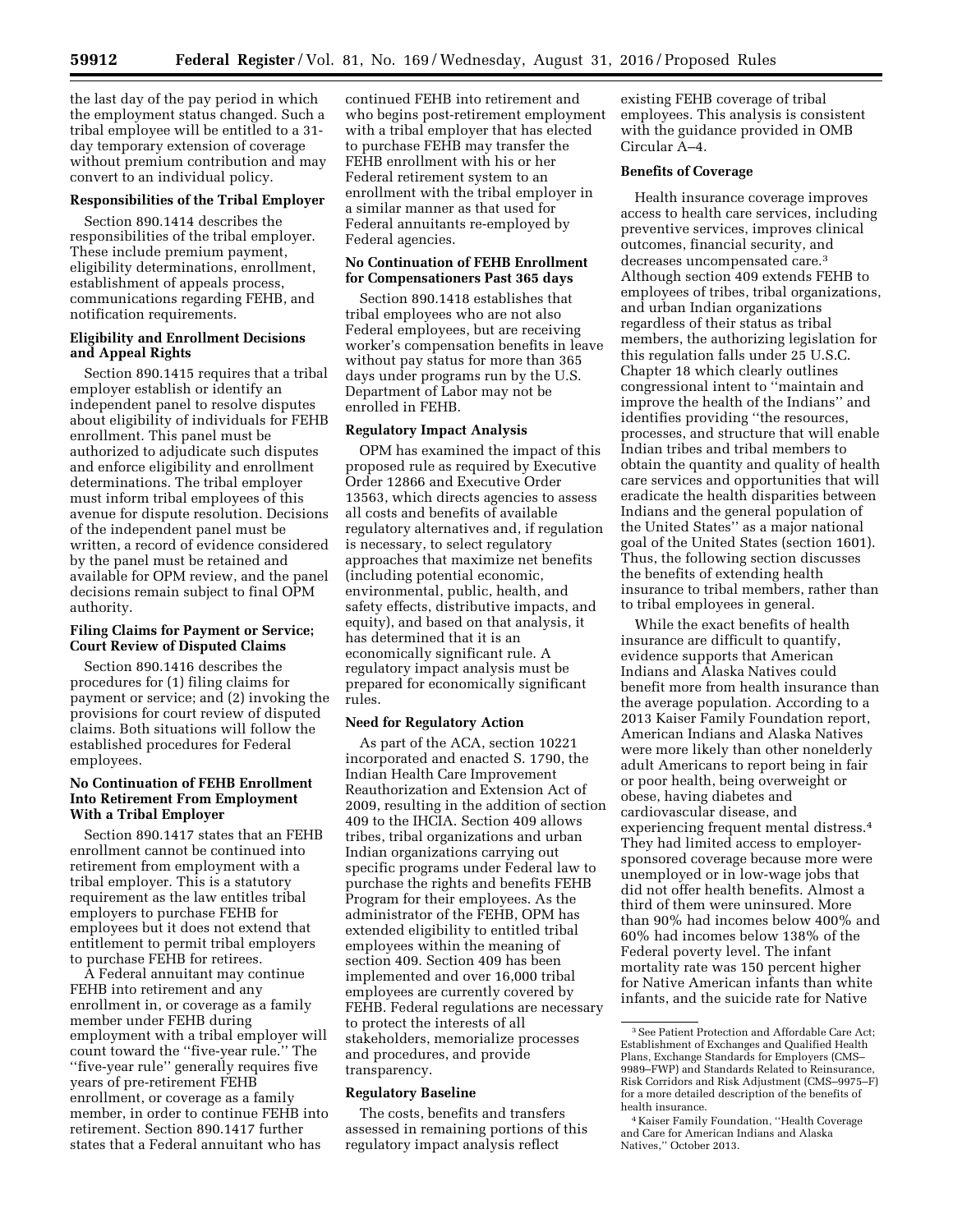the last day of the pay period in which the employment status changed. Such a tribal employee will be entitled to a 31-day temporary extension of coverage without premium contribution and may convert to an individual policy.

**Responsibilities of the Tribal Employer**

Section 890.1414 describes the responsibilities of the tribal employer. These include premium payment, eligibility determinations, enrollment, establishment of appeals process, communications regarding FEHB, and notification requirements.

**Eligibility and Enrollment Decisions and Appeal Rights**

Section 890.1415 requires that a tribal employer establish or identify an independent panel to resolve disputes about eligibility of individuals for FEHB enrollment. This panel must be authorized to adjudicate such disputes and enforce eligibility and enrollment determinations. The tribal employer must inform tribal employees of this avenue for dispute resolution. Decisions of the independent panel must be written, a record of evidence considered by the panel must be retained and available for OPM review, and the panel decisions remain subject to final OPM authority.

**Filing Claims for Payment or Service; Court Review of Disputed Claims**

Section 890.1416 describes the procedures for (1) filing claims for payment or service; and (2) invoking the provisions for court review of disputed claims. Both situations will follow the established procedures for Federal employees.

**No Continuation of FEHB Enrollment Into Retirement From Employment With a Tribal Employer**

Section 890.1417 states that an FEHB enrollment cannot be continued into retirement from employment with a tribal employer. This is a statutory requirement as the law entitles tribal employers to purchase FEHB for employees but it does not extend that entitlement to permit tribal employers to purchase FEHB for retirees.

A Federal annuitant may continue FEHB into retirement and any enrollment in, or coverage as a family member under FEHB during employment with a tribal employer will count toward the ''five-year rule.'' The ''five-year rule'' generally requires five years of pre-retirement FEHB enrollment, or coverage as a family member, in order to continue FEHB into retirement. Section 890.1417 further states that a Federal annuitant who has continued FEHB into retirement and who begins post-retirement employment with a tribal employer that has elected to purchase FEHB may transfer the FEHB enrollment with his or her Federal retirement system to an enrollment with the tribal employer in a similar manner as that used for Federal annuitants re-employed by Federal agencies.

**No Continuation of FEHB Enrollment for Compensationers Past 365 days**

Section 890.1418 establishes that tribal employees who are not also Federal employees, but are receiving worker's compensation benefits in leave without pay status for more than 365 days under programs run by the U.S. Department of Labor may not be enrolled in FEHB.

**Regulatory Impact Analysis**

OPM has examined the impact of this proposed rule as required by Executive Order 12866 and Executive Order 13563, which directs agencies to assess all costs and benefits of available regulatory alternatives and, if regulation is necessary, to select regulatory approaches that maximize net benefits (including potential economic, environmental, public, health, and safety effects, distributive impacts, and equity), and based on that analysis, it has determined that it is an economically significant rule. A regulatory impact analysis must be prepared for economically significant rules.

**Need for Regulatory Action**

As part of the ACA, section 10221 incorporated and enacted S. 1790, the Indian Health Care Improvement Reauthorization and Extension Act of 2009, resulting in the addition of section 409 to the IHCIA. Section 409 allows tribes, tribal organizations and urban Indian organizations carrying out specific programs under Federal law to purchase the rights and benefits FEHB Program for their employees. As the administrator of the FEHB, OPM has extended eligibility to entitled tribal employees within the meaning of section 409. Section 409 has been implemented and over 16,000 tribal employees are currently covered by FEHB. Federal regulations are necessary to protect the interests of all stakeholders, memorialize processes and procedures, and provide transparency.

**Regulatory Baseline**

The costs, benefits and transfers assessed in remaining portions of this regulatory impact analysis reflect existing FEHB coverage of tribal employees. This analysis is consistent with the guidance provided in OMB Circular A–4.

**Benefits of Coverage**

Health insurance coverage improves access to health care services, including preventive services, improves clinical outcomes, financial security, and decreases uncompensated care.[3] Although section 409 extends FEHB to employees of tribes, tribal organizations, and urban Indian organizations regardless of their status as tribal members, the authorizing legislation for this regulation falls under 25 U.S.C. Chapter 18 which clearly outlines congressional intent to ''maintain and improve the health of the Indians'' and identifies providing ''the resources, processes, and structure that will enable Indian tribes and tribal members to obtain the quantity and quality of health care services and opportunities that will eradicate the health disparities between Indians and the general population of the United States'' as a major national goal of the United States (section 1601). Thus, the following section discusses the benefits of extending health insurance to tribal members, rather than to tribal employees in general.

While the exact benefits of health insurance are difficult to quantify, evidence supports that American Indians and Alaska Natives could benefit more from health insurance than the average population. According to a 2013 Kaiser Family Foundation report, American Indians and Alaska Natives were more likely than other nonelderly adult Americans to report being in fair or poor health, being overweight or obese, having diabetes and cardiovascular disease, and experiencing frequent mental distress.[4] They had limited access to employer-sponsored coverage because more were unemployed or in low-wage jobs that did not offer health benefits. Almost a third of them were uninsured. More than 90% had incomes below 400% and 60% had incomes below 138% of the Federal poverty level. The infant mortality rate was 150 percent higher for Native American infants than white infants, and the suicide rate for Native

[3] See Patient Protection and Affordable Care Act; Establishment of Exchanges and Qualified Health Plans, Exchange Standards for Employers (CMS–9989–FWP) and Standards Related to Reinsurance, Risk Corridors and Risk Adjustment (CMS–9975–F) for a more detailed description of the benefits of health insurance.

[4] Kaiser Family Foundation, ''Health Coverage and Care for American Indians and Alaska Natives,'' October 2013.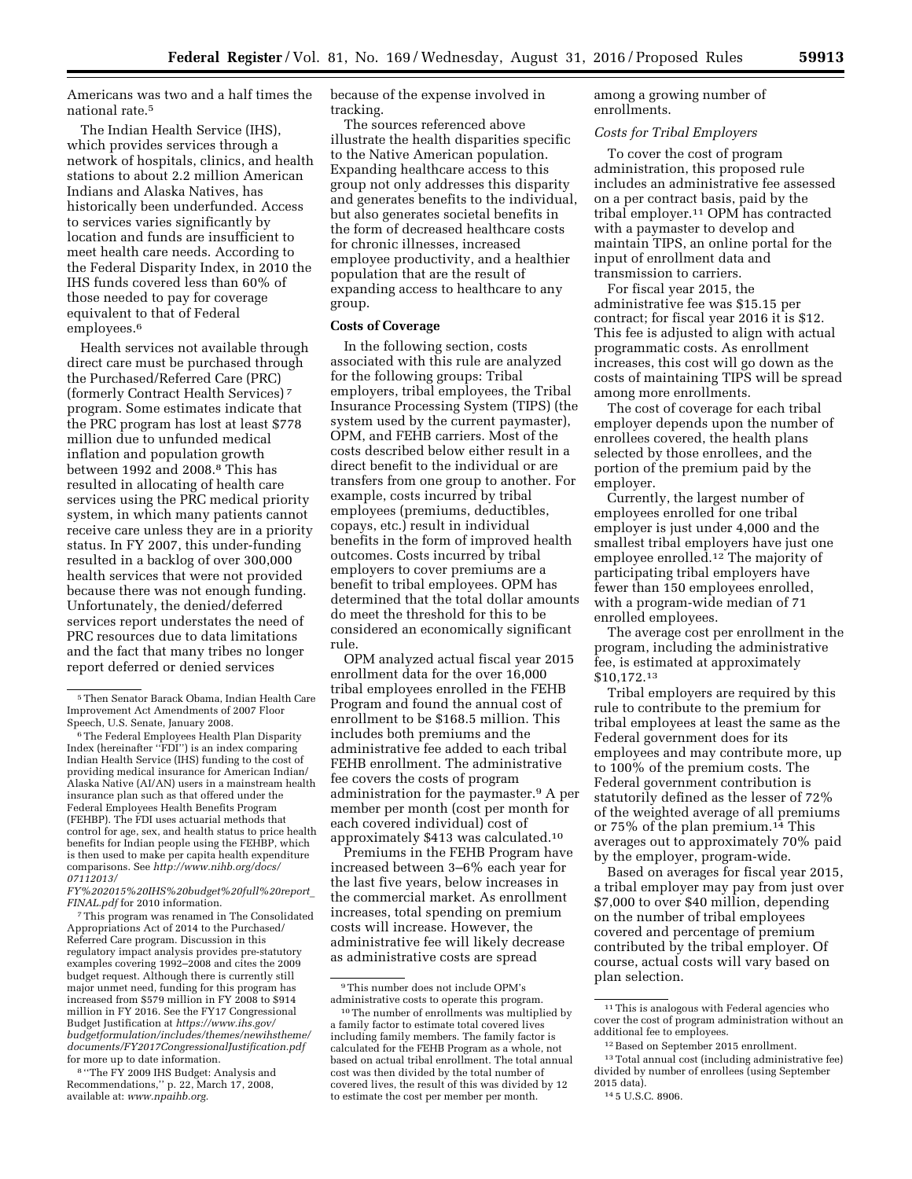Americans was two and a half times the national rate.[5]

The Indian Health Service (IHS), which provides services through a network of hospitals, clinics, and health stations to about 2.2 million American Indians and Alaska Natives, has historically been underfunded. Access to services varies significantly by location and funds are insufficient to meet health care needs. According to the Federal Disparity Index, in 2010 the IHS funds covered less than 60% of those needed to pay for coverage equivalent to that of Federal employees.[6]

Health services not available through direct care must be purchased through the Purchased/Referred Care (PRC) (formerly Contract Health Services)[7] program. Some estimates indicate that the PRC program has lost at least $778 million due to unfunded medical inflation and population growth between 1992 and 2008.[8] This has resulted in allocating of health care services using the PRC medical priority system, in which many patients cannot receive care unless they are in a priority status. In FY 2007, this under-funding resulted in a backlog of over 300,000 health services that were not provided because there was not enough funding. Unfortunately, the denied/deferred services report understates the need of PRC resources due to data limitations and the fact that many tribes no longer report deferred or denied services because of the expense involved in tracking.

The sources referenced above illustrate the health disparities specific to the Native American population. Expanding healthcare access to this group not only addresses this disparity and generates benefits to the individual, but also generates societal benefits in the form of decreased healthcare costs for chronic illnesses, increased employee productivity, and a healthier population that are the result of expanding access to healthcare to any group.

**Costs of Coverage**

In the following section, costs associated with this rule are analyzed for the following groups: Tribal employers, tribal employees, the Tribal Insurance Processing System (TIPS) (the system used by the current paymaster), OPM, and FEHB carriers. Most of the costs described below either result in a direct benefit to the individual or are transfers from one group to another. For example, costs incurred by tribal employees (premiums, deductibles, copays, etc.) result in individual benefits in the form of improved health outcomes. Costs incurred by tribal employers to cover premiums are a benefit to tribal employees. OPM has determined that the total dollar amounts do meet the threshold for this to be considered an economically significant rule.

OPM analyzed actual fiscal year 2015 enrollment data for the over 16,000 tribal employees enrolled in the FEHB Program and found the annual cost of enrollment to be $168.5 million. This includes both premiums and the administrative fee added to each tribal FEHB enrollment. The administrative fee covers the costs of program administration for the paymaster.[9] A per member per month (cost per month for each covered individual) cost of approximately $413 was calculated.[10]

Premiums in the FEHB Program have increased between 3–6% each year for the last five years, below increases in the commercial market. As enrollment increases, total spending on premium costs will increase. However, the administrative fee will likely decrease as administrative costs are spread among a growing number of enrollments.

*Costs for Tribal Employers*

To cover the cost of program administration, this proposed rule includes an administrative fee assessed on a per contract basis, paid by the tribal employer.[11] OPM has contracted with a paymaster to develop and maintain TIPS, an online portal for the input of enrollment data and transmission to carriers.

For fiscal year 2015, the administrative fee was $15.15 per contract; for fiscal year 2016 it is $12. This fee is adjusted to align with actual programmatic costs. As enrollment increases, this cost will go down as the costs of maintaining TIPS will be spread among more enrollments.

The cost of coverage for each tribal employer depends upon the number of enrollees covered, the health plans selected by those enrollees, and the portion of the premium paid by the employer.

Currently, the largest number of employees enrolled for one tribal employer is just under 4,000 and the smallest tribal employers have just one employee enrolled.[12] The majority of participating tribal employers have fewer than 150 employees enrolled, with a program-wide median of 71 enrolled employees.

The average cost per enrollment in the program, including the administrative fee, is estimated at approximately $10,172.[13]

Tribal employers are required by this rule to contribute to the premium for tribal employees at least the same as the Federal government does for its employees and may contribute more, up to 100% of the premium costs. The Federal government contribution is statutorily defined as the lesser of 72% of the weighted average of all premiums or 75% of the plan premium.[14] This averages out to approximately 70% paid by the employer, program-wide.

Based on averages for fiscal year 2015, a tribal employer may pay from just over $7,000 to over $40 million, depending on the number of tribal employees covered and percentage of premium contributed by the tribal employer. Of course, actual costs will vary based on plan selection.

---

[5] Then Senator Barack Obama, Indian Health Care Improvement Act Amendments of 2007 Floor Speech, U.S. Senate, January 2008.

[6] The Federal Employees Health Plan Disparity Index (hereinafter "FDI") is an index comparing Indian Health Service (IHS) funding to the cost of providing medical insurance for American Indian/Alaska Native (AI/AN) users in a mainstream health insurance plan such as that offered under the Federal Employees Health Benefits Program (FEHBP). The FDI uses actuarial methods that control for age, sex, and health status to price health benefits for Indian people using the FEHBP, which is then used to make per capita health expenditure comparisons. See *http://www.nihb.org/docs/07112013/FY%202015%20IHS%20budget%20full%20report_FINAL.pdf* for 2010 information.

[7] This program was renamed in The Consolidated Appropriations Act of 2014 to the Purchased/Referred Care program. Discussion in this regulatory impact analysis provides pre-statutory examples covering 1992–2008 and cites the 2009 budget request. Although there is currently still major unmet need, funding for this program has increased from $579 million in FY 2008 to $914 million in FY 2016. See the FY17 Congressional Budget Justification at *https://www.ihs.gov/budgetformulation/includes/themes/newihstheme/documents/FY2017CongressionalJustification.pdf* for more up to date information.

[8] "The FY 2009 IHS Budget: Analysis and Recommendations," p. 22, March 17, 2008, available at: *www.npaihb.org*.

[9] This number does not include OPM's administrative costs to operate this program.

[10] The number of enrollments was multiplied by a family factor to estimate total covered lives including family members. The family factor is calculated for the FEHB Program as a whole, not based on actual tribal enrollment. The total annual cost was then divided by the total number of covered lives, the result of this was divided by 12 to estimate the cost per member per month.

[11] This is analogous with Federal agencies who cover the cost of program administration without an additional fee to employees.

[12] Based on September 2015 enrollment.

[13] Total annual cost (including administrative fee) divided by number of enrollees (using September 2015 data).

[14] 5 U.S.C. 8906.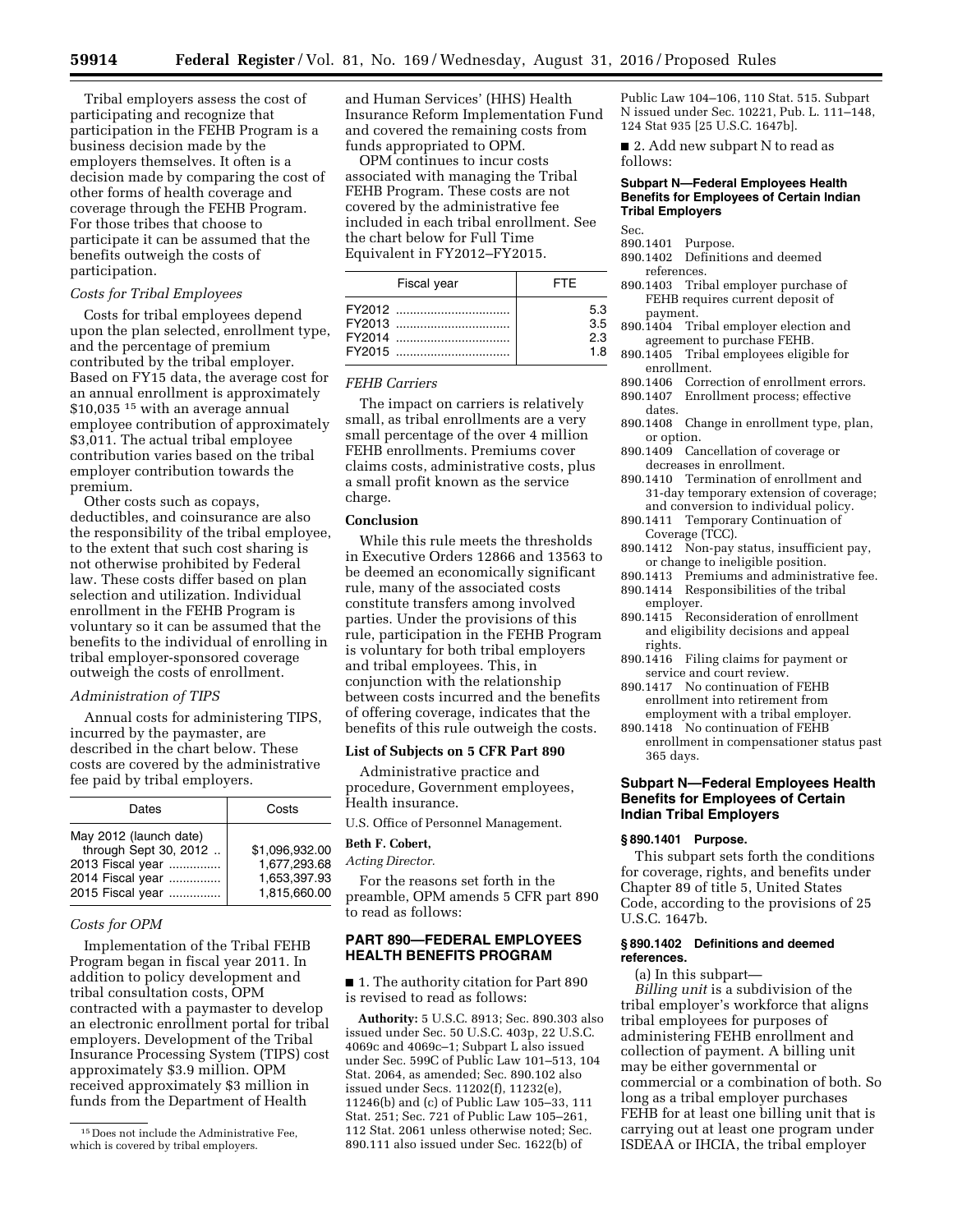Tribal employers assess the cost of participating and recognize that participation in the FEHB Program is a business decision made by the employers themselves. It often is a decision made by comparing the cost of other forms of health coverage and coverage through the FEHB Program. For those tribes that choose to participate it can be assumed that the benefits outweigh the costs of participation.

*Costs for Tribal Employees*

Costs for tribal employees depend upon the plan selected, enrollment type, and the percentage of premium contributed by the tribal employer. Based on FY15 data, the average cost for an annual enrollment is approximately $10,035 [15] with an average annual employee contribution of approximately $3,011. The actual tribal employee contribution varies based on the tribal employer contribution towards the premium.

Other costs such as copays, deductibles, and coinsurance are also the responsibility of the tribal employee, to the extent that such cost sharing is not otherwise prohibited by Federal law. These costs differ based on plan selection and utilization. Individual enrollment in the FEHB Program is voluntary so it can be assumed that the benefits to the individual of enrolling in tribal employer-sponsored coverage outweigh the costs of enrollment.

*Administration of TIPS*

Annual costs for administering TIPS, incurred by the paymaster, are described in the chart below. These costs are covered by the administrative fee paid by tribal employers.

| Dates | Costs |
|---|---|
| May 2012 (launch date) through Sept 30, 2012 | $1,096,932.00 |
| 2013 Fiscal year | 1,677,293.68 |
| 2014 Fiscal year | 1,653,397.93 |
| 2015 Fiscal year | 1,815,660.00 |

*Costs for OPM*

Implementation of the Tribal FEHB Program began in fiscal year 2011. In addition to policy development and tribal consultation costs, OPM contracted with a paymaster to develop an electronic enrollment portal for tribal employers. Development of the Tribal Insurance Processing System (TIPS) cost approximately $3.9 million. OPM received approximately $3 million in funds from the Department of Health and Human Services' (HHS) Health Insurance Reform Implementation Fund and covered the remaining costs from funds appropriated to OPM.

OPM continues to incur costs associated with managing the Tribal FEHB Program. These costs are not covered by the administrative fee included in each tribal enrollment. See the chart below for Full Time Equivalent in FY2012–FY2015.

| Fiscal year | FTE |
|---|---|
| FY2012 | 5.3 |
| FY2013 | 3.5 |
| FY2014 | 2.3 |
| FY2015 | 1.8 |

*FEHB Carriers*

The impact on carriers is relatively small, as tribal enrollments are a very small percentage of the over 4 million FEHB enrollments. Premiums cover claims costs, administrative costs, plus a small profit known as the service charge.

**Conclusion**

While this rule meets the thresholds in Executive Orders 12866 and 13563 to be deemed an economically significant rule, many of the associated costs constitute transfers among involved parties. Under the provisions of this rule, participation in the FEHB Program is voluntary for both tribal employers and tribal employees. This, in conjunction with the relationship between costs incurred and the benefits of offering coverage, indicates that the benefits of this rule outweigh the costs.

**List of Subjects on 5 CFR Part 890**

Administrative practice and procedure, Government employees, Health insurance.

U.S. Office of Personnel Management.

**Beth F. Cobert,**

*Acting Director.*

For the reasons set forth in the preamble, OPM amends 5 CFR part 890 to read as follows:

## PART 890—FEDERAL EMPLOYEES HEALTH BENEFITS PROGRAM

■ 1. The authority citation for Part 890 is revised to read as follows:

**Authority:** 5 U.S.C. 8913; Sec. 890.303 also issued under Sec. 50 U.S.C. 403p, 22 U.S.C. 4069c and 4069c–1; Subpart L also issued under Sec. 599C of Public Law 101–513, 104 Stat. 2064, as amended; Sec. 890.102 also issued under Secs. 11202(f), 11232(e), 11246(b) and (c) of Public Law 105–33, 111 Stat. 251; Sec. 721 of Public Law 105–261, 112 Stat. 2061 unless otherwise noted; Sec. 890.111 also issued under Sec. 1622(b) of Public Law 104–106, 110 Stat. 515. Subpart N issued under Sec. 10221, Pub. L. 111–148, 124 Stat 935 [25 U.S.C. 1647b].

■ 2. Add new subpart N to read as follows:

**Subpart N—Federal Employees Health Benefits for Employees of Certain Indian Tribal Employers**

Sec.
890.1401 Purpose.
890.1402 Definitions and deemed references.
890.1403 Tribal employer purchase of FEHB requires current deposit of payment.
890.1404 Tribal employer election and agreement to purchase FEHB.
890.1405 Tribal employees eligible for enrollment.
890.1406 Correction of enrollment errors.
890.1407 Enrollment process; effective dates.
890.1408 Change in enrollment type, plan, or option.
890.1409 Cancellation of coverage or decreases in enrollment.
890.1410 Termination of enrollment and 31-day temporary extension of coverage; and conversion to individual policy.
890.1411 Temporary Continuation of Coverage (TCC).
890.1412 Non-pay status, insufficient pay, or change to ineligible position.
890.1413 Premiums and administrative fee.
890.1414 Responsibilities of the tribal employer.
890.1415 Reconsideration of enrollment and eligibility decisions and appeal rights.
890.1416 Filing claims for payment or service and court review.
890.1417 No continuation of FEHB enrollment into retirement from employment with a tribal employer.
890.1418 No continuation of FEHB enrollment in compensationer status past 365 days.

### Subpart N—Federal Employees Health Benefits for Employees of Certain Indian Tribal Employers

#### § 890.1401 Purpose.

This subpart sets forth the conditions for coverage, rights, and benefits under Chapter 89 of title 5, United States Code, according to the provisions of 25 U.S.C. 1647b.

#### § 890.1402 Definitions and deemed references.

(a) In this subpart—

*Billing unit* is a subdivision of the tribal employer's workforce that aligns tribal employees for purposes of administering FEHB enrollment and collection of payment. A billing unit may be either governmental or commercial or a combination of both. So long as a tribal employer purchases FEHB for at least one billing unit that is carrying out at least one program under ISDEAA or IHCIA, the tribal employer

[15] Does not include the Administrative Fee, which is covered by tribal employers.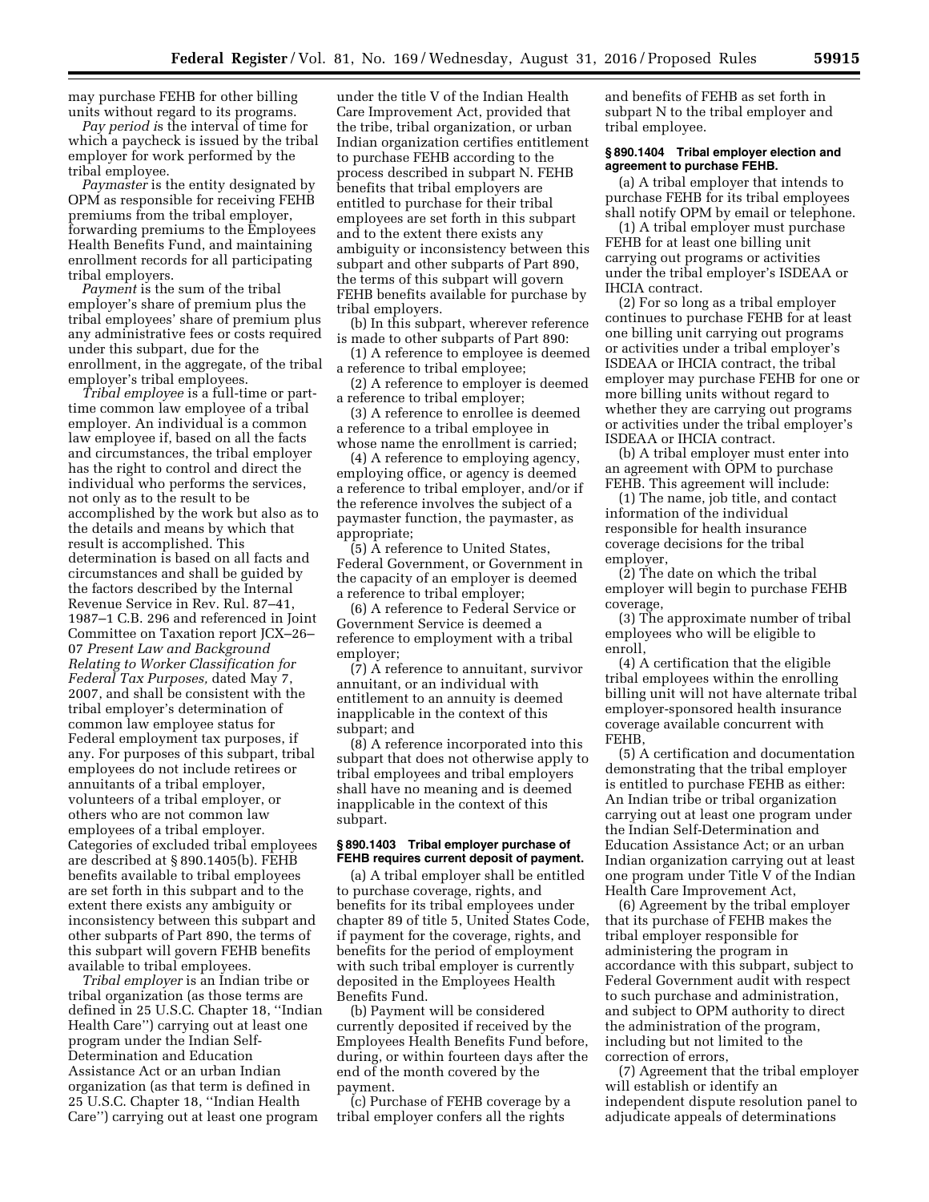may purchase FEHB for other billing units without regard to its programs.

*Pay period i*s the interval of time for which a paycheck is issued by the tribal employer for work performed by the tribal employee.

*Paymaster* is the entity designated by OPM as responsible for receiving FEHB premiums from the tribal employer, forwarding premiums to the Employees Health Benefits Fund, and maintaining enrollment records for all participating tribal employers.

*Payment* is the sum of the tribal employer's share of premium plus the tribal employees' share of premium plus any administrative fees or costs required under this subpart, due for the enrollment, in the aggregate, of the tribal employer's tribal employees.

*Tribal employee* is a full-time or part-time common law employee of a tribal employer. An individual is a common law employee if, based on all the facts and circumstances, the tribal employer has the right to control and direct the individual who performs the services, not only as to the result to be accomplished by the work but also as to the details and means by which that result is accomplished. This determination is based on all facts and circumstances and shall be guided by the factors described by the Internal Revenue Service in Rev. Rul. 87–41, 1987–1 C.B. 296 and referenced in Joint Committee on Taxation report JCX–26–07 *Present Law and Background Relating to Worker Classification for Federal Tax Purposes,* dated May 7, 2007, and shall be consistent with the tribal employer's determination of common law employee status for Federal employment tax purposes, if any. For purposes of this subpart, tribal employees do not include retirees or annuitants of a tribal employer, volunteers of a tribal employer, or others who are not common law employees of a tribal employer. Categories of excluded tribal employees are described at § 890.1405(b). FEHB benefits available to tribal employees are set forth in this subpart and to the extent there exists any ambiguity or inconsistency between this subpart and other subparts of Part 890, the terms of this subpart will govern FEHB benefits available to tribal employees.

*Tribal employer* is an Indian tribe or tribal organization (as those terms are defined in 25 U.S.C. Chapter 18, ''Indian Health Care'') carrying out at least one program under the Indian Self-Determination and Education Assistance Act or an urban Indian organization (as that term is defined in 25 U.S.C. Chapter 18, ''Indian Health Care'') carrying out at least one program under the title V of the Indian Health Care Improvement Act, provided that the tribe, tribal organization, or urban Indian organization certifies entitlement to purchase FEHB according to the process described in subpart N. FEHB benefits that tribal employers are entitled to purchase for their tribal employees are set forth in this subpart and to the extent there exists any ambiguity or inconsistency between this subpart and other subparts of Part 890, the terms of this subpart will govern FEHB benefits available for purchase by tribal employers.

(b) In this subpart, wherever reference is made to other subparts of Part 890:

(1) A reference to employee is deemed a reference to tribal employee;

(2) A reference to employer is deemed a reference to tribal employer;

(3) A reference to enrollee is deemed a reference to a tribal employee in whose name the enrollment is carried;

(4) A reference to employing agency, employing office, or agency is deemed a reference to tribal employer, and/or if the reference involves the subject of a paymaster function, the paymaster, as appropriate;

(5) A reference to United States, Federal Government, or Government in the capacity of an employer is deemed a reference to tribal employer;

(6) A reference to Federal Service or Government Service is deemed a reference to employment with a tribal employer;

(7) A reference to annuitant, survivor annuitant, or an individual with entitlement to an annuity is deemed inapplicable in the context of this subpart; and

(8) A reference incorporated into this subpart that does not otherwise apply to tribal employees and tribal employers shall have no meaning and is deemed inapplicable in the context of this subpart.

### § 890.1403 Tribal employer purchase of FEHB requires current deposit of payment.

(a) A tribal employer shall be entitled to purchase coverage, rights, and benefits for its tribal employees under chapter 89 of title 5, United States Code, if payment for the coverage, rights, and benefits for the period of employment with such tribal employer is currently deposited in the Employees Health Benefits Fund.

(b) Payment will be considered currently deposited if received by the Employees Health Benefits Fund before, during, or within fourteen days after the end of the month covered by the payment.

(c) Purchase of FEHB coverage by a tribal employer confers all the rights and benefits of FEHB as set forth in subpart N to the tribal employer and tribal employee.

### § 890.1404 Tribal employer election and agreement to purchase FEHB.

(a) A tribal employer that intends to purchase FEHB for its tribal employees shall notify OPM by email or telephone.

(1) A tribal employer must purchase FEHB for at least one billing unit carrying out programs or activities under the tribal employer's ISDEAA or IHCIA contract.

(2) For so long as a tribal employer continues to purchase FEHB for at least one billing unit carrying out programs or activities under a tribal employer's ISDEAA or IHCIA contract, the tribal employer may purchase FEHB for one or more billing units without regard to whether they are carrying out programs or activities under the tribal employer's ISDEAA or IHCIA contract.

(b) A tribal employer must enter into an agreement with OPM to purchase FEHB. This agreement will include:

(1) The name, job title, and contact information of the individual responsible for health insurance coverage decisions for the tribal employer,

(2) The date on which the tribal employer will begin to purchase FEHB coverage,

(3) The approximate number of tribal employees who will be eligible to enroll,

(4) A certification that the eligible tribal employees within the enrolling billing unit will not have alternate tribal employer-sponsored health insurance coverage available concurrent with FEHB,

(5) A certification and documentation demonstrating that the tribal employer is entitled to purchase FEHB as either: An Indian tribe or tribal organization carrying out at least one program under the Indian Self-Determination and Education Assistance Act; or an urban Indian organization carrying out at least one program under Title V of the Indian Health Care Improvement Act,

(6) Agreement by the tribal employer that its purchase of FEHB makes the tribal employer responsible for administering the program in accordance with this subpart, subject to Federal Government audit with respect to such purchase and administration, and subject to OPM authority to direct the administration of the program, including but not limited to the correction of errors,

(7) Agreement that the tribal employer will establish or identify an independent dispute resolution panel to adjudicate appeals of determinations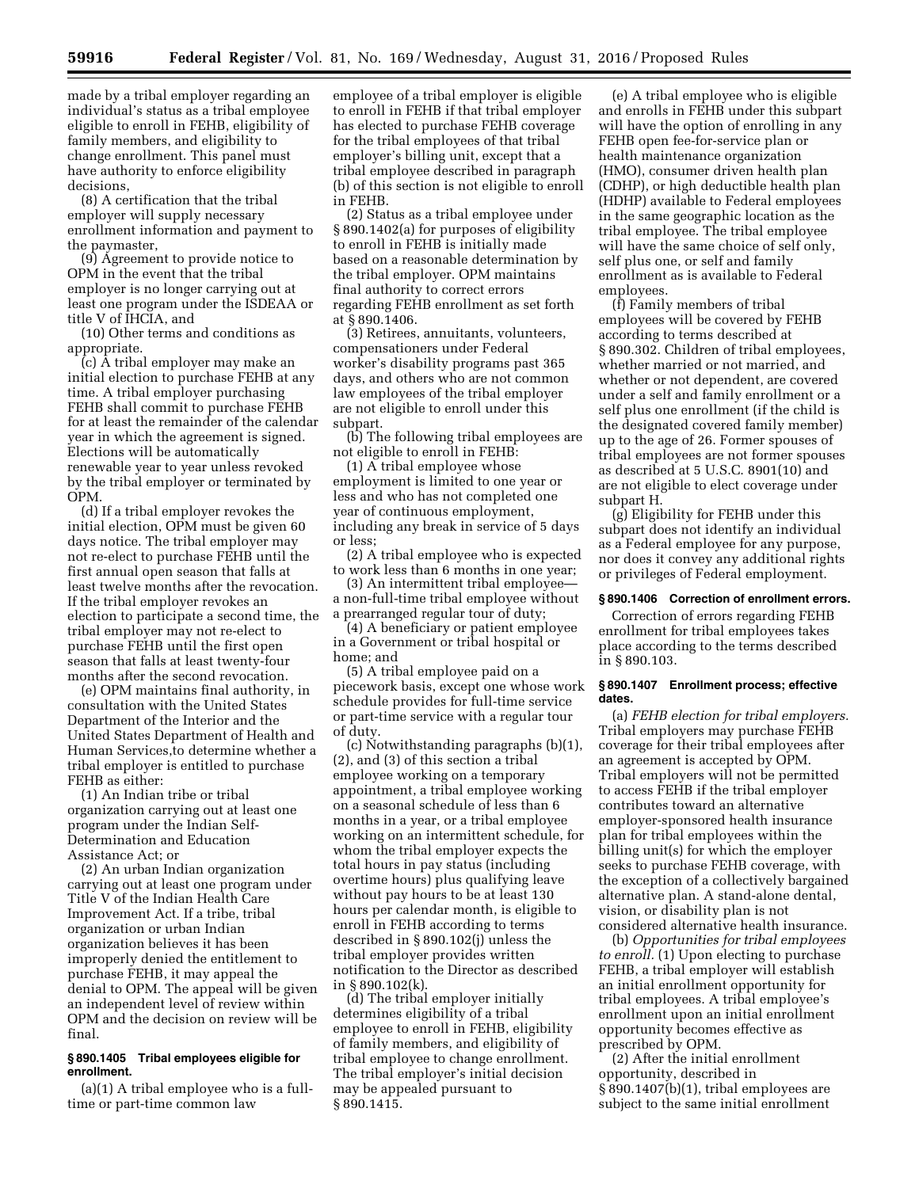made by a tribal employer regarding an individual's status as a tribal employee eligible to enroll in FEHB, eligibility of family members, and eligibility to change enrollment. This panel must have authority to enforce eligibility decisions,

(8) A certification that the tribal employer will supply necessary enrollment information and payment to the paymaster,

(9) Agreement to provide notice to OPM in the event that the tribal employer is no longer carrying out at least one program under the ISDEAA or title V of IHCIA, and

(10) Other terms and conditions as appropriate.

(c) A tribal employer may make an initial election to purchase FEHB at any time. A tribal employer purchasing FEHB shall commit to purchase FEHB for at least the remainder of the calendar year in which the agreement is signed. Elections will be automatically renewable year to year unless revoked by the tribal employer or terminated by OPM.

(d) If a tribal employer revokes the initial election, OPM must be given 60 days notice. The tribal employer may not re-elect to purchase FEHB until the first annual open season that falls at least twelve months after the revocation. If the tribal employer revokes an election to participate a second time, the tribal employer may not re-elect to purchase FEHB until the first open season that falls at least twenty-four months after the second revocation.

(e) OPM maintains final authority, in consultation with the United States Department of the Interior and the United States Department of Health and Human Services,to determine whether a tribal employer is entitled to purchase FEHB as either:

(1) An Indian tribe or tribal organization carrying out at least one program under the Indian Self-Determination and Education Assistance Act; or

(2) An urban Indian organization carrying out at least one program under Title V of the Indian Health Care Improvement Act. If a tribe, tribal organization or urban Indian organization believes it has been improperly denied the entitlement to purchase FEHB, it may appeal the denial to OPM. The appeal will be given an independent level of review within OPM and the decision on review will be final.

### § 890.1405 Tribal employees eligible for enrollment.

(a)(1) A tribal employee who is a full-time or part-time common law employee of a tribal employer is eligible to enroll in FEHB if that tribal employer has elected to purchase FEHB coverage for the tribal employees of that tribal employer's billing unit, except that a tribal employee described in paragraph (b) of this section is not eligible to enroll in FEHB.

(2) Status as a tribal employee under § 890.1402(a) for purposes of eligibility to enroll in FEHB is initially made based on a reasonable determination by the tribal employer. OPM maintains final authority to correct errors regarding FEHB enrollment as set forth at § 890.1406.

(3) Retirees, annuitants, volunteers, compensationers under Federal worker's disability programs past 365 days, and others who are not common law employees of the tribal employer are not eligible to enroll under this subpart.

(b) The following tribal employees are not eligible to enroll in FEHB:

(1) A tribal employee whose employment is limited to one year or less and who has not completed one year of continuous employment, including any break in service of 5 days or less;

(2) A tribal employee who is expected to work less than 6 months in one year;

(3) An intermittent tribal employee—a non-full-time tribal employee without a prearranged regular tour of duty;

(4) A beneficiary or patient employee in a Government or tribal hospital or home; and

(5) A tribal employee paid on a piecework basis, except one whose work schedule provides for full-time service or part-time service with a regular tour of duty.

(c) Notwithstanding paragraphs (b)(1), (2), and (3) of this section a tribal employee working on a temporary appointment, a tribal employee working on a seasonal schedule of less than 6 months in a year, or a tribal employee working on an intermittent schedule, for whom the tribal employer expects the total hours in pay status (including overtime hours) plus qualifying leave without pay hours to be at least 130 hours per calendar month, is eligible to enroll in FEHB according to terms described in § 890.102(j) unless the tribal employer provides written notification to the Director as described in § 890.102(k).

(d) The tribal employer initially determines eligibility of a tribal employee to enroll in FEHB, eligibility of family members, and eligibility of tribal employee to change enrollment. The tribal employer's initial decision may be appealed pursuant to § 890.1415.

(e) A tribal employee who is eligible and enrolls in FEHB under this subpart will have the option of enrolling in any FEHB open fee-for-service plan or health maintenance organization (HMO), consumer driven health plan (CDHP), or high deductible health plan (HDHP) available to Federal employees in the same geographic location as the tribal employee. The tribal employee will have the same choice of self only, self plus one, or self and family enrollment as is available to Federal employees.

(f) Family members of tribal employees will be covered by FEHB according to terms described at § 890.302. Children of tribal employees, whether married or not married, and whether or not dependent, are covered under a self and family enrollment or a self plus one enrollment (if the child is the designated covered family member) up to the age of 26. Former spouses of tribal employees are not former spouses as described at 5 U.S.C. 8901(10) and are not eligible to elect coverage under subpart H.

(g) Eligibility for FEHB under this subpart does not identify an individual as a Federal employee for any purpose, nor does it convey any additional rights or privileges of Federal employment.

### § 890.1406 Correction of enrollment errors.

Correction of errors regarding FEHB enrollment for tribal employees takes place according to the terms described in § 890.103.

### § 890.1407 Enrollment process; effective dates.

(a) *FEHB election for tribal employers.* Tribal employers may purchase FEHB coverage for their tribal employees after an agreement is accepted by OPM. Tribal employers will not be permitted to access FEHB if the tribal employer contributes toward an alternative employer-sponsored health insurance plan for tribal employees within the billing unit(s) for which the employer seeks to purchase FEHB coverage, with the exception of a collectively bargained alternative plan. A stand-alone dental, vision, or disability plan is not considered alternative health insurance.

(b) *Opportunities for tribal employees to enroll.* (1) Upon electing to purchase FEHB, a tribal employer will establish an initial enrollment opportunity for tribal employees. A tribal employee's enrollment upon an initial enrollment opportunity becomes effective as prescribed by OPM.

(2) After the initial enrollment opportunity, described in § 890.1407(b)(1), tribal employees are subject to the same initial enrollment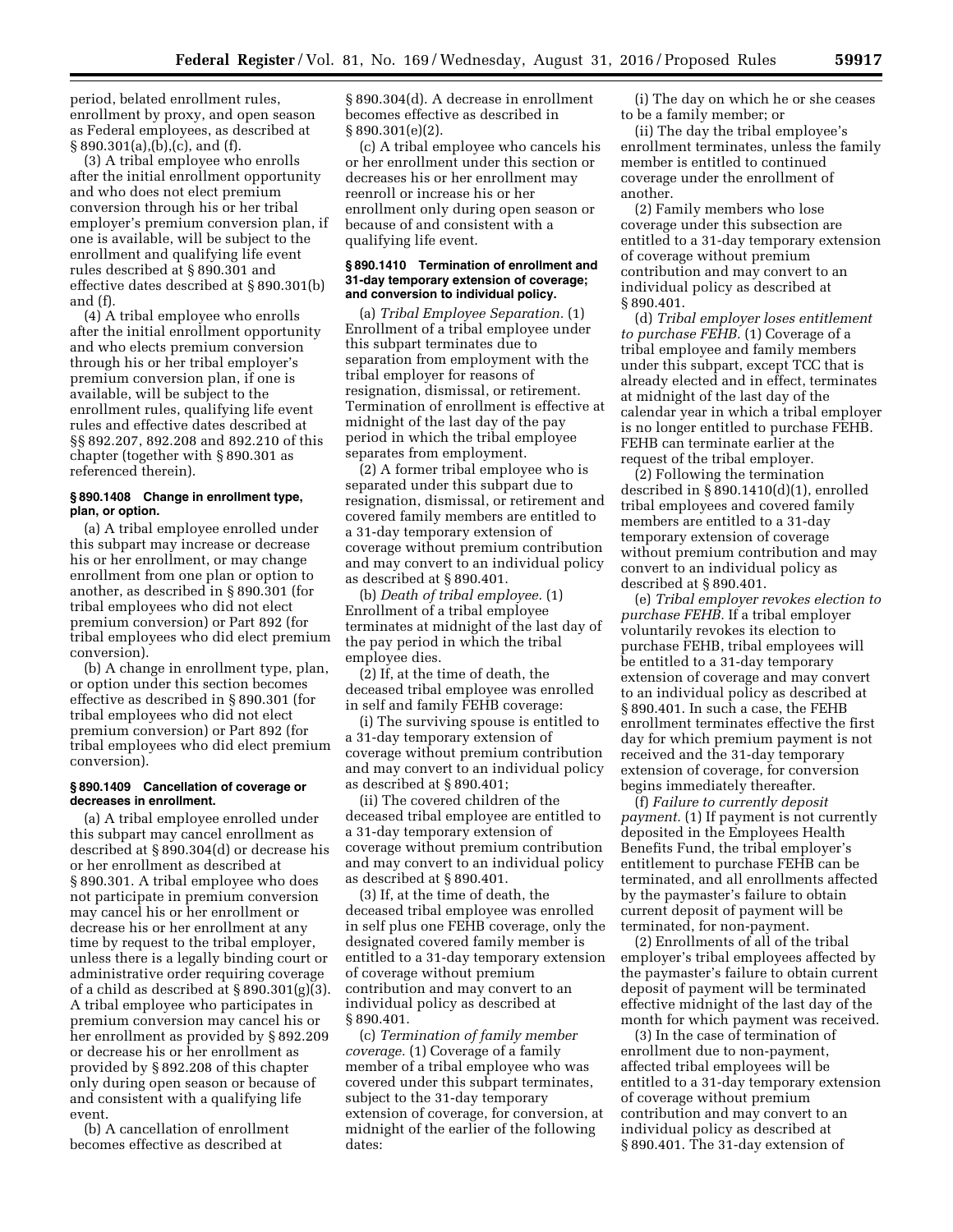period, belated enrollment rules, enrollment by proxy, and open season as Federal employees, as described at § 890.301(a),(b),(c), and (f).

(3) A tribal employee who enrolls after the initial enrollment opportunity and who does not elect premium conversion through his or her tribal employer's premium conversion plan, if one is available, will be subject to the enrollment and qualifying life event rules described at § 890.301 and effective dates described at § 890.301(b) and (f).

(4) A tribal employee who enrolls after the initial enrollment opportunity and who elects premium conversion through his or her tribal employer's premium conversion plan, if one is available, will be subject to the enrollment rules, qualifying life event rules and effective dates described at §§ 892.207, 892.208 and 892.210 of this chapter (together with § 890.301 as referenced therein).

#### § 890.1408 Change in enrollment type, plan, or option.

(a) A tribal employee enrolled under this subpart may increase or decrease his or her enrollment, or may change enrollment from one plan or option to another, as described in § 890.301 (for tribal employees who did not elect premium conversion) or Part 892 (for tribal employees who did elect premium conversion).

(b) A change in enrollment type, plan, or option under this section becomes effective as described in § 890.301 (for tribal employees who did not elect premium conversion) or Part 892 (for tribal employees who did elect premium conversion).

#### § 890.1409 Cancellation of coverage or decreases in enrollment.

(a) A tribal employee enrolled under this subpart may cancel enrollment as described at § 890.304(d) or decrease his or her enrollment as described at § 890.301. A tribal employee who does not participate in premium conversion may cancel his or her enrollment or decrease his or her enrollment at any time by request to the tribal employer, unless there is a legally binding court or administrative order requiring coverage of a child as described at § 890.301(g)(3). A tribal employee who participates in premium conversion may cancel his or her enrollment as provided by § 892.209 or decrease his or her enrollment as provided by § 892.208 of this chapter only during open season or because of and consistent with a qualifying life event.

(b) A cancellation of enrollment becomes effective as described at § 890.304(d). A decrease in enrollment becomes effective as described in § 890.301(e)(2).

(c) A tribal employee who cancels his or her enrollment under this section or decreases his or her enrollment may reenroll or increase his or her enrollment only during open season or because of and consistent with a qualifying life event.

#### § 890.1410 Termination of enrollment and 31-day temporary extension of coverage; and conversion to individual policy.

(a) *Tribal Employee Separation.* (1) Enrollment of a tribal employee under this subpart terminates due to separation from employment with the tribal employer for reasons of resignation, dismissal, or retirement. Termination of enrollment is effective at midnight of the last day of the pay period in which the tribal employee separates from employment.

(2) A former tribal employee who is separated under this subpart due to resignation, dismissal, or retirement and covered family members are entitled to a 31-day temporary extension of coverage without premium contribution and may convert to an individual policy as described at § 890.401.

(b) *Death of tribal employee.* (1) Enrollment of a tribal employee terminates at midnight of the last day of the pay period in which the tribal employee dies.

(2) If, at the time of death, the deceased tribal employee was enrolled in self and family FEHB coverage:

(i) The surviving spouse is entitled to a 31-day temporary extension of coverage without premium contribution and may convert to an individual policy as described at § 890.401;

(ii) The covered children of the deceased tribal employee are entitled to a 31-day temporary extension of coverage without premium contribution and may convert to an individual policy as described at § 890.401.

(3) If, at the time of death, the deceased tribal employee was enrolled in self plus one FEHB coverage, only the designated covered family member is entitled to a 31-day temporary extension of coverage without premium contribution and may convert to an individual policy as described at § 890.401.

(c) *Termination of family member coverage.* (1) Coverage of a family member of a tribal employee who was covered under this subpart terminates, subject to the 31-day temporary extension of coverage, for conversion, at midnight of the earlier of the following dates:

(i) The day on which he or she ceases to be a family member; or

(ii) The day the tribal employee's enrollment terminates, unless the family member is entitled to continued coverage under the enrollment of another.

(2) Family members who lose coverage under this subsection are entitled to a 31-day temporary extension of coverage without premium contribution and may convert to an individual policy as described at § 890.401.

(d) *Tribal employer loses entitlement to purchase FEHB.* (1) Coverage of a tribal employee and family members under this subpart, except TCC that is already elected and in effect, terminates at midnight of the last day of the calendar year in which a tribal employer is no longer entitled to purchase FEHB. FEHB can terminate earlier at the request of the tribal employer.

(2) Following the termination described in § 890.1410(d)(1), enrolled tribal employees and covered family members are entitled to a 31-day temporary extension of coverage without premium contribution and may convert to an individual policy as described at § 890.401.

(e) *Tribal employer revokes election to purchase FEHB.* If a tribal employer voluntarily revokes its election to purchase FEHB, tribal employees will be entitled to a 31-day temporary extension of coverage and may convert to an individual policy as described at § 890.401. In such a case, the FEHB enrollment terminates effective the first day for which premium payment is not received and the 31-day temporary extension of coverage, for conversion begins immediately thereafter.

(f) *Failure to currently deposit payment.* (1) If payment is not currently deposited in the Employees Health Benefits Fund, the tribal employer's entitlement to purchase FEHB can be terminated, and all enrollments affected by the paymaster's failure to obtain current deposit of payment will be terminated, for non-payment.

(2) Enrollments of all of the tribal employer's tribal employees affected by the paymaster's failure to obtain current deposit of payment will be terminated effective midnight of the last day of the month for which payment was received.

(3) In the case of termination of enrollment due to non-payment, affected tribal employees will be entitled to a 31-day temporary extension of coverage without premium contribution and may convert to an individual policy as described at § 890.401. The 31-day extension of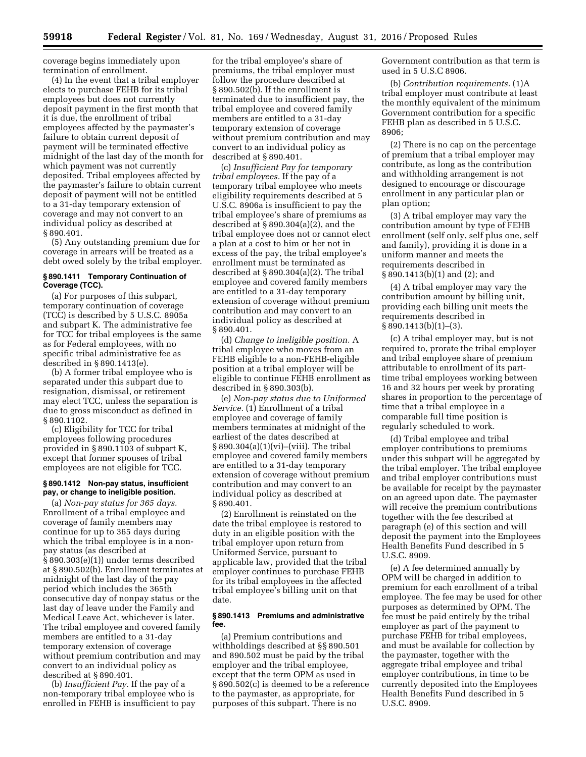coverage begins immediately upon termination of enrollment.

(4) In the event that a tribal employer elects to purchase FEHB for its tribal employees but does not currently deposit payment in the first month that it is due, the enrollment of tribal employees affected by the paymaster's failure to obtain current deposit of payment will be terminated effective midnight of the last day of the month for which payment was not currently deposited. Tribal employees affected by the paymaster's failure to obtain current deposit of payment will not be entitled to a 31-day temporary extension of coverage and may not convert to an individual policy as described at § 890.401.

(5) Any outstanding premium due for coverage in arrears will be treated as a debt owed solely by the tribal employer.

**§ 890.1411 Temporary Continuation of Coverage (TCC).**

(a) For purposes of this subpart, temporary continuation of coverage (TCC) is described by 5 U.S.C. 8905a and subpart K. The administrative fee for TCC for tribal employees is the same as for Federal employees, with no specific tribal administrative fee as described in § 890.1413(e).

(b) A former tribal employee who is separated under this subpart due to resignation, dismissal, or retirement may elect TCC, unless the separation is due to gross misconduct as defined in § 890.1102.

(c) Eligibility for TCC for tribal employees following procedures provided in § 890.1103 of subpart K, except that former spouses of tribal employees are not eligible for TCC.

**§ 890.1412 Non-pay status, insufficient pay, or change to ineligible position.**

(a) *Non-pay status for 365 days.* Enrollment of a tribal employee and coverage of family members may continue for up to 365 days during which the tribal employee is in a non-pay status (as described at § 890.303(e)(1)) under terms described at § 890.502(b). Enrollment terminates at midnight of the last day of the pay period which includes the 365th consecutive day of nonpay status or the last day of leave under the Family and Medical Leave Act, whichever is later. The tribal employee and covered family members are entitled to a 31-day temporary extension of coverage without premium contribution and may convert to an individual policy as described at § 890.401.

(b) *Insufficient Pay.* If the pay of a non-temporary tribal employee who is enrolled in FEHB is insufficient to pay for the tribal employee's share of premiums, the tribal employer must follow the procedure described at § 890.502(b). If the enrollment is terminated due to insufficient pay, the tribal employee and covered family members are entitled to a 31-day temporary extension of coverage without premium contribution and may convert to an individual policy as described at § 890.401.

(c) *Insufficient Pay for temporary tribal employees.* If the pay of a temporary tribal employee who meets eligibility requirements described at 5 U.S.C. 8906a is insufficient to pay the tribal employee's share of premiums as described at § 890.304(a)(2), and the tribal employee does not or cannot elect a plan at a cost to him or her not in excess of the pay, the tribal employee's enrollment must be terminated as described at § 890.304(a)(2). The tribal employee and covered family members are entitled to a 31-day temporary extension of coverage without premium contribution and may convert to an individual policy as described at § 890.401.

(d) *Change to ineligible position.* A tribal employee who moves from an FEHB eligible to a non-FEHB-eligible position at a tribal employer will be eligible to continue FEHB enrollment as described in § 890.303(b).

(e) *Non-pay status due to Uniformed Service.* (1) Enrollment of a tribal employee and coverage of family members terminates at midnight of the earliest of the dates described at § 890.304(a)(1)(vi)–(viii). The tribal employee and covered family members are entitled to a 31-day temporary extension of coverage without premium contribution and may convert to an individual policy as described at § 890.401.

(2) Enrollment is reinstated on the date the tribal employee is restored to duty in an eligible position with the tribal employer upon return from Uniformed Service, pursuant to applicable law, provided that the tribal employer continues to purchase FEHB for its tribal employees in the affected tribal employee's billing unit on that date.

**§ 890.1413 Premiums and administrative fee.**

(a) Premium contributions and withholdings described at §§ 890.501 and 890.502 must be paid by the tribal employer and the tribal employee, except that the term OPM as used in § 890.502(c) is deemed to be a reference to the paymaster, as appropriate, for purposes of this subpart. There is no Government contribution as that term is used in 5 U.S.C 8906.

(b) *Contribution requirements.* (1)A tribal employer must contribute at least the monthly equivalent of the minimum Government contribution for a specific FEHB plan as described in 5 U.S.C. 8906;

(2) There is no cap on the percentage of premium that a tribal employer may contribute, as long as the contribution and withholding arrangement is not designed to encourage or discourage enrollment in any particular plan or plan option;

(3) A tribal employer may vary the contribution amount by type of FEHB enrollment (self only, self plus one, self and family), providing it is done in a uniform manner and meets the requirements described in § 890.1413(b)(1) and (2); and

(4) A tribal employer may vary the contribution amount by billing unit, providing each billing unit meets the requirements described in § 890.1413(b)(1)–(3).

(c) A tribal employer may, but is not required to, prorate the tribal employer and tribal employee share of premium attributable to enrollment of its part-time tribal employees working between 16 and 32 hours per week by prorating shares in proportion to the percentage of time that a tribal employee in a comparable full time position is regularly scheduled to work.

(d) Tribal employee and tribal employer contributions to premiums under this subpart will be aggregated by the tribal employer. The tribal employee and tribal employer contributions must be available for receipt by the paymaster on an agreed upon date. The paymaster will receive the premium contributions together with the fee described at paragraph (e) of this section and will deposit the payment into the Employees Health Benefits Fund described in 5 U.S.C. 8909.

(e) A fee determined annually by OPM will be charged in addition to premium for each enrollment of a tribal employee. The fee may be used for other purposes as determined by OPM. The fee must be paid entirely by the tribal employer as part of the payment to purchase FEHB for tribal employees, and must be available for collection by the paymaster, together with the aggregate tribal employee and tribal employer contributions, in time to be currently deposited into the Employees Health Benefits Fund described in 5 U.S.C. 8909.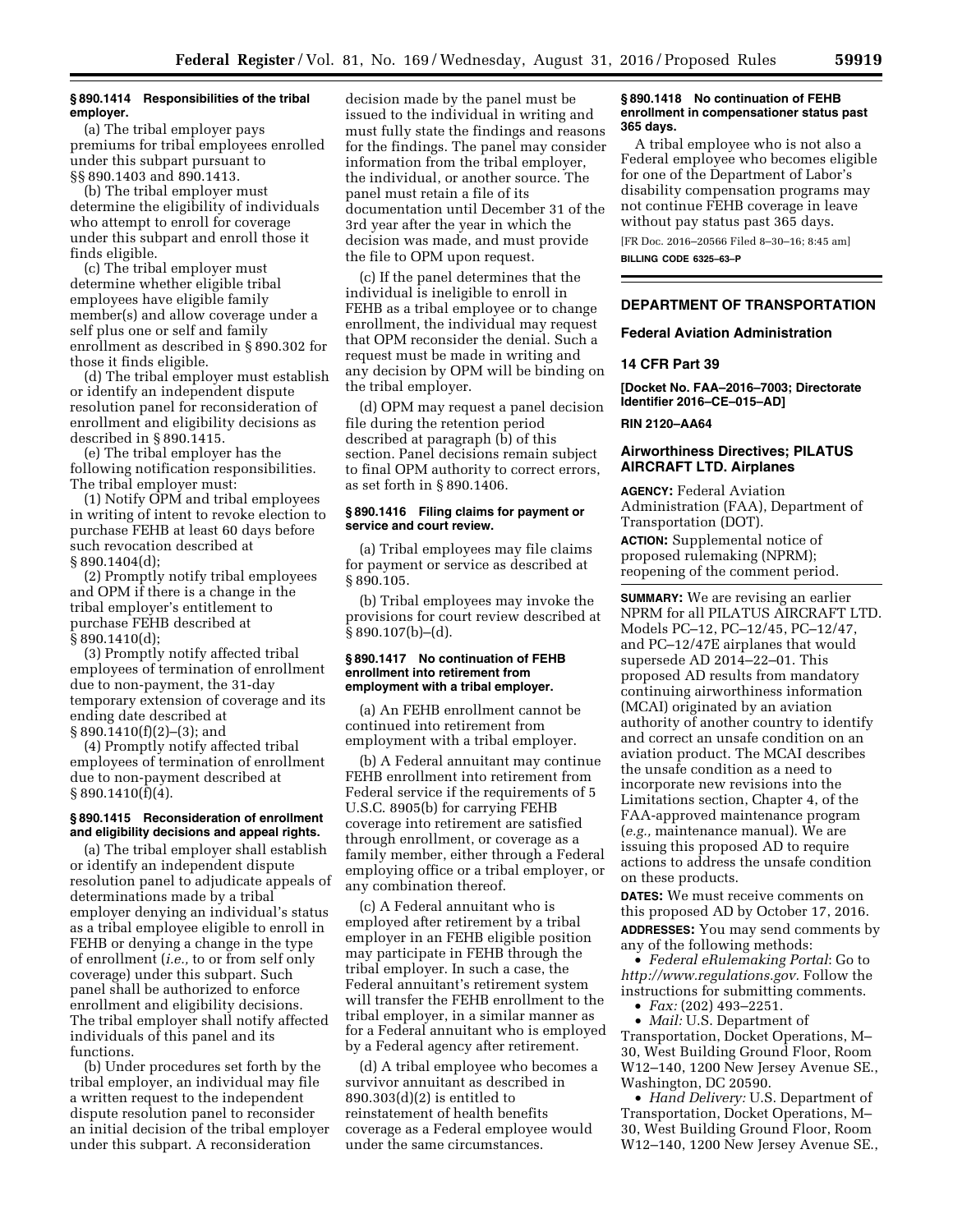**§ 890.1414 Responsibilities of the tribal employer.**

(a) The tribal employer pays premiums for tribal employees enrolled under this subpart pursuant to §§ 890.1403 and 890.1413.

(b) The tribal employer must determine the eligibility of individuals who attempt to enroll for coverage under this subpart and enroll those it finds eligible.

(c) The tribal employer must determine whether eligible tribal employees have eligible family member(s) and allow coverage under a self plus one or self and family enrollment as described in § 890.302 for those it finds eligible.

(d) The tribal employer must establish or identify an independent dispute resolution panel for reconsideration of enrollment and eligibility decisions as described in § 890.1415.

(e) The tribal employer has the following notification responsibilities. The tribal employer must:

(1) Notify OPM and tribal employees in writing of intent to revoke election to purchase FEHB at least 60 days before such revocation described at § 890.1404(d);

(2) Promptly notify tribal employees and OPM if there is a change in the tribal employer's entitlement to purchase FEHB described at § 890.1410(d);

(3) Promptly notify affected tribal employees of termination of enrollment due to non-payment, the 31-day temporary extension of coverage and its ending date described at § 890.1410(f)(2)–(3); and

(4) Promptly notify affected tribal employees of termination of enrollment due to non-payment described at § 890.1410(f)(4).

**§ 890.1415 Reconsideration of enrollment and eligibility decisions and appeal rights.**

(a) The tribal employer shall establish or identify an independent dispute resolution panel to adjudicate appeals of determinations made by a tribal employer denying an individual's status as a tribal employee eligible to enroll in FEHB or denying a change in the type of enrollment (*i.e.,* to or from self only coverage) under this subpart. Such panel shall be authorized to enforce enrollment and eligibility decisions. The tribal employer shall notify affected individuals of this panel and its functions.

(b) Under procedures set forth by the tribal employer, an individual may file a written request to the independent dispute resolution panel to reconsider an initial decision of the tribal employer under this subpart. A reconsideration decision made by the panel must be issued to the individual in writing and must fully state the findings and reasons for the findings. The panel may consider information from the tribal employer, the individual, or another source. The panel must retain a file of its documentation until December 31 of the 3rd year after the year in which the decision was made, and must provide the file to OPM upon request.

(c) If the panel determines that the individual is ineligible to enroll in FEHB as a tribal employee or to change enrollment, the individual may request that OPM reconsider the denial. Such a request must be made in writing and any decision by OPM will be binding on the tribal employer.

(d) OPM may request a panel decision file during the retention period described at paragraph (b) of this section. Panel decisions remain subject to final OPM authority to correct errors, as set forth in § 890.1406.

**§ 890.1416 Filing claims for payment or service and court review.**

(a) Tribal employees may file claims for payment or service as described at § 890.105.

(b) Tribal employees may invoke the provisions for court review described at § 890.107(b)–(d).

**§ 890.1417 No continuation of FEHB enrollment into retirement from employment with a tribal employer.**

(a) An FEHB enrollment cannot be continued into retirement from employment with a tribal employer.

(b) A Federal annuitant may continue FEHB enrollment into retirement from Federal service if the requirements of 5 U.S.C. 8905(b) for carrying FEHB coverage into retirement are satisfied through enrollment, or coverage as a family member, either through a Federal employing office or a tribal employer, or any combination thereof.

(c) A Federal annuitant who is employed after retirement by a tribal employer in an FEHB eligible position may participate in FEHB through the tribal employer. In such a case, the Federal annuitant's retirement system will transfer the FEHB enrollment to the tribal employer, in a similar manner as for a Federal annuitant who is employed by a Federal agency after retirement.

(d) A tribal employee who becomes a survivor annuitant as described in 890.303(d)(2) is entitled to reinstatement of health benefits coverage as a Federal employee would under the same circumstances.

**§ 890.1418 No continuation of FEHB enrollment in compensationer status past 365 days.**

A tribal employee who is not also a Federal employee who becomes eligible for one of the Department of Labor's disability compensation programs may not continue FEHB coverage in leave without pay status past 365 days.

[FR Doc. 2016–20566 Filed 8–30–16; 8:45 am]

**BILLING CODE 6325–63–P**

---

## DEPARTMENT OF TRANSPORTATION

### Federal Aviation Administration

### 14 CFR Part 39

**[Docket No. FAA–2016–7003; Directorate Identifier 2016–CE–015–AD]**

**RIN 2120–AA64**

### Airworthiness Directives; PILATUS AIRCRAFT LTD. Airplanes

**AGENCY:** Federal Aviation Administration (FAA), Department of Transportation (DOT).

**ACTION:** Supplemental notice of proposed rulemaking (NPRM); reopening of the comment period.

**SUMMARY:** We are revising an earlier NPRM for all PILATUS AIRCRAFT LTD. Models PC–12, PC–12/45, PC–12/47, and PC–12/47E airplanes that would supersede AD 2014–22–01. This proposed AD results from mandatory continuing airworthiness information (MCAI) originated by an aviation authority of another country to identify and correct an unsafe condition on an aviation product. The MCAI describes the unsafe condition as a need to incorporate new revisions into the Limitations section, Chapter 4, of the FAA-approved maintenance program (*e.g.,* maintenance manual). We are issuing this proposed AD to require actions to address the unsafe condition on these products.

**DATES:** We must receive comments on this proposed AD by October 17, 2016.

**ADDRESSES:** You may send comments by any of the following methods:

- *Federal eRulemaking Portal*: Go to *http://www.regulations.gov.* Follow the instructions for submitting comments.
- *Fax:* (202) 493–2251.
- *Mail:* U.S. Department of Transportation, Docket Operations, M–30, West Building Ground Floor, Room W12–140, 1200 New Jersey Avenue SE., Washington, DC 20590.
- *Hand Delivery:* U.S. Department of Transportation, Docket Operations, M–30, West Building Ground Floor, Room W12–140, 1200 New Jersey Avenue SE.,